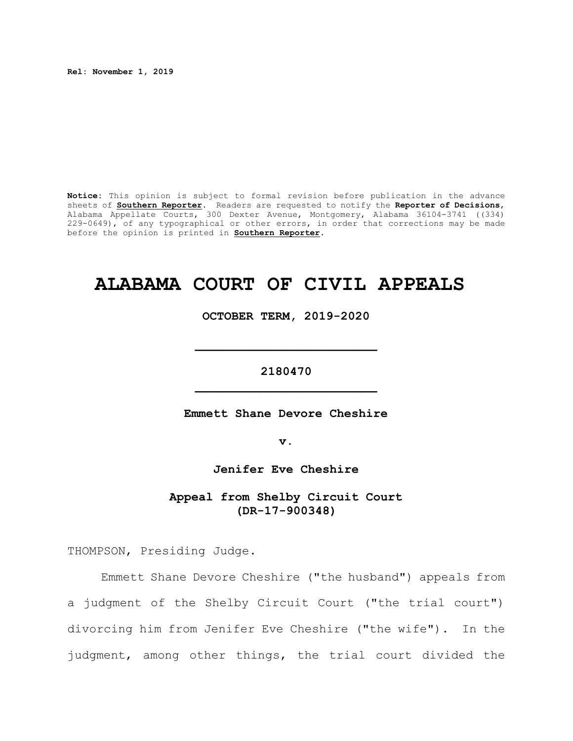**Rel: November 1, 2019**

**Notice**: This opinion is subject to formal revision before publication in the advance sheets of **Southern Reporter**. Readers are requested to notify the **Reporter of Decisions**, Alabama Appellate Courts, 300 Dexter Avenue, Montgomery, Alabama 36104-3741 ((334) 229-0649), of any typographical or other errors, in order that corrections may be made before the opinion is printed in **Southern Reporter**.

# ALABAMA COURT OF CIVIL APPEALS

**OCTOBER TERM, 2019-2020**

---

**2180470**

---

**Emmett Shane Devore Cheshire**

**v.**

**Jenifer Eve Cheshire**

**Appeal from Shelby Circuit Court (DR-17-900348)**

THOMPSON, Presiding Judge.

Emmett Shane Devore Cheshire ("the husband") appeals from a judgment of the Shelby Circuit Court ("the trial court") divorcing him from Jenifer Eve Cheshire ("the wife"). In the judgment, among other things, the trial court divided the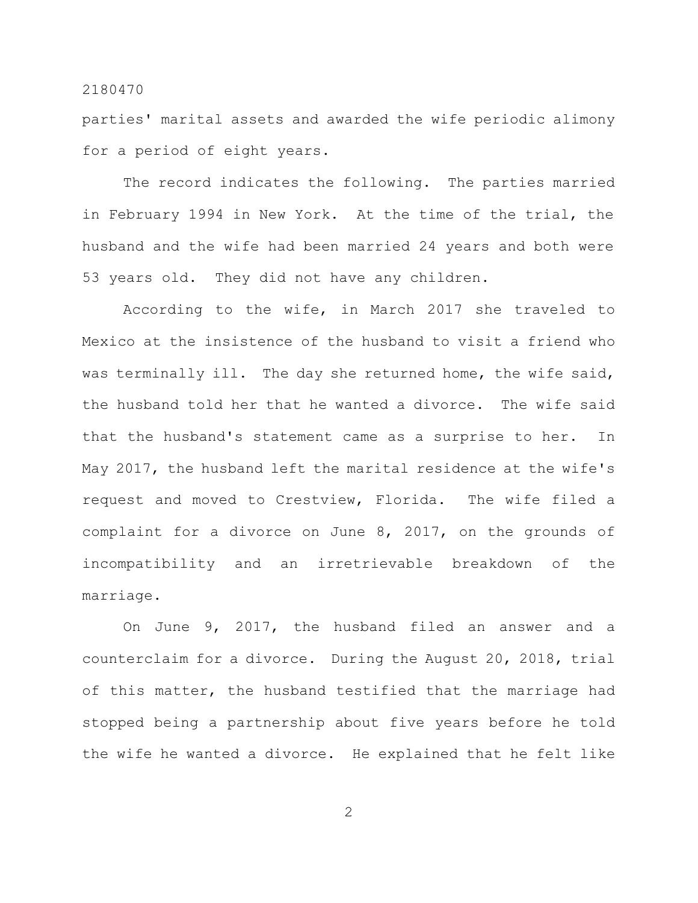parties' marital assets and awarded the wife periodic alimony for a period of eight years.

The record indicates the following. The parties married in February 1994 in New York. At the time of the trial, the husband and the wife had been married 24 years and both were 53 years old. They did not have any children.

According to the wife, in March 2017 she traveled to Mexico at the insistence of the husband to visit a friend who was terminally ill. The day she returned home, the wife said, the husband told her that he wanted a divorce. The wife said that the husband's statement came as a surprise to her. In May 2017, the husband left the marital residence at the wife's request and moved to Crestview, Florida. The wife filed a complaint for a divorce on June 8, 2017, on the grounds of incompatibility and an irretrievable breakdown of the marriage.

On June 9, 2017, the husband filed an answer and a counterclaim for a divorce. During the August 20, 2018, trial of this matter, the husband testified that the marriage had stopped being a partnership about five years before he told the wife he wanted a divorce. He explained that he felt like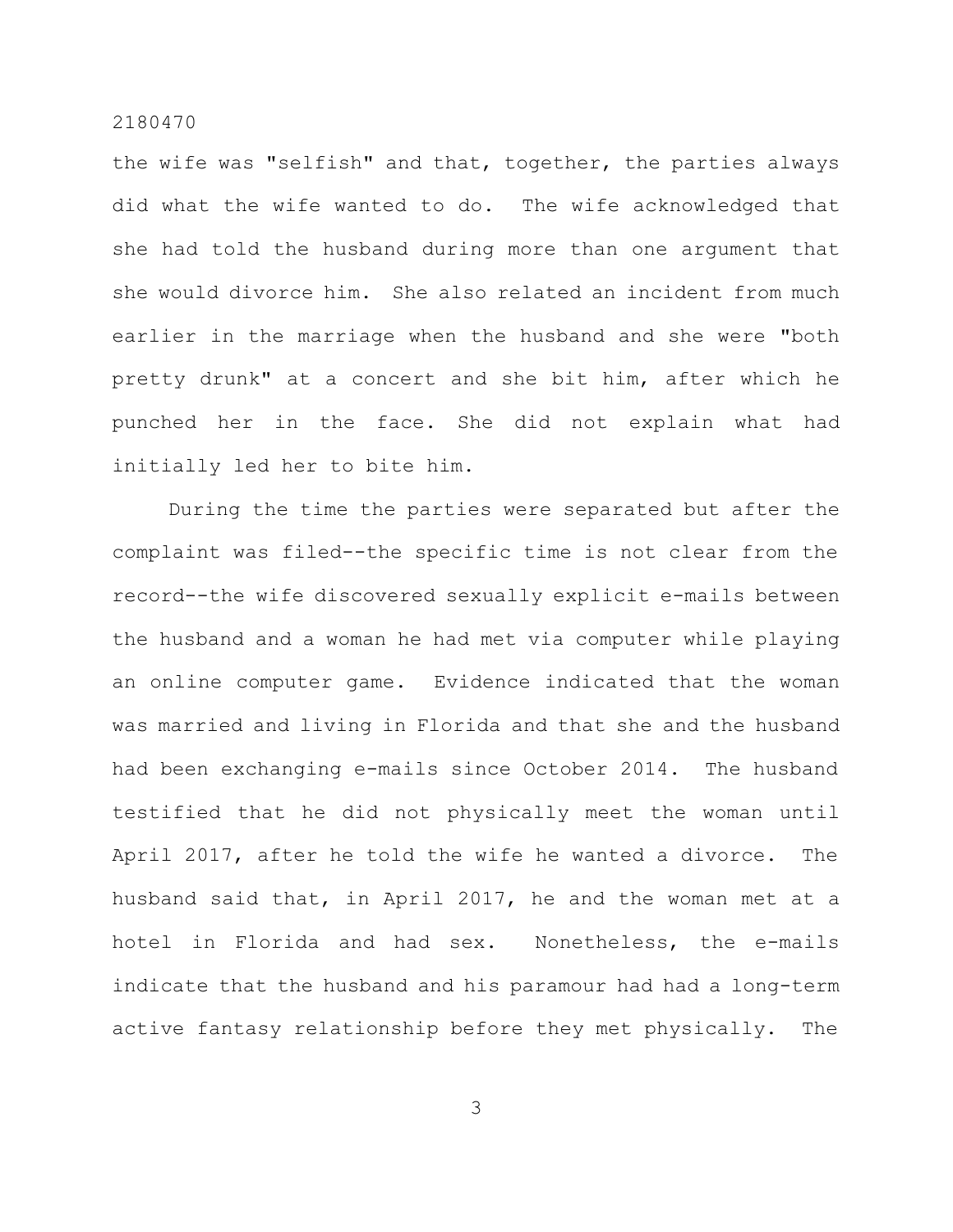the wife was "selfish" and that, together, the parties always did what the wife wanted to do. The wife acknowledged that she had told the husband during more than one argument that she would divorce him. She also related an incident from much earlier in the marriage when the husband and she were "both pretty drunk" at a concert and she bit him, after which he punched her in the face. She did not explain what had initially led her to bite him.

During the time the parties were separated but after the complaint was filed--the specific time is not clear from the record--the wife discovered sexually explicit e-mails between the husband and a woman he had met via computer while playing an online computer game. Evidence indicated that the woman was married and living in Florida and that she and the husband had been exchanging e-mails since October 2014. The husband testified that he did not physically meet the woman until April 2017, after he told the wife he wanted a divorce. The husband said that, in April 2017, he and the woman met at a hotel in Florida and had sex. Nonetheless, the e-mails indicate that the husband and his paramour had had a long-term active fantasy relationship before they met physically. The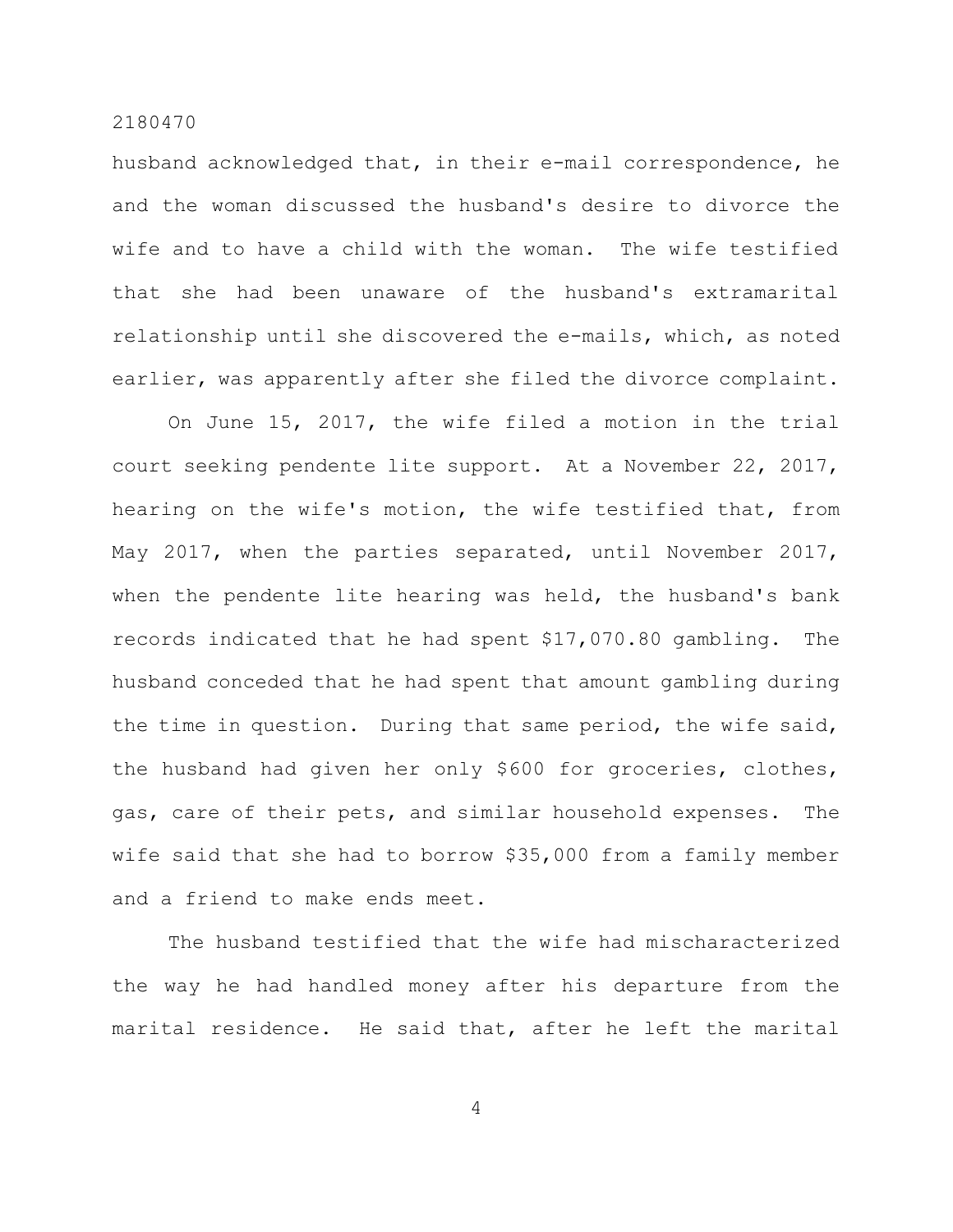husband acknowledged that, in their e-mail correspondence, he and the woman discussed the husband's desire to divorce the wife and to have a child with the woman. The wife testified that she had been unaware of the husband's extramarital relationship until she discovered the e-mails, which, as noted earlier, was apparently after she filed the divorce complaint.

On June 15, 2017, the wife filed a motion in the trial court seeking pendente lite support. At a November 22, 2017, hearing on the wife's motion, the wife testified that, from May 2017, when the parties separated, until November 2017, when the pendente lite hearing was held, the husband's bank records indicated that he had spent $17,070.80 gambling. The husband conceded that he had spent that amount gambling during the time in question. During that same period, the wife said, the husband had given her only $600 for groceries, clothes, gas, care of their pets, and similar household expenses. The wife said that she had to borrow $35,000 from a family member and a friend to make ends meet.

The husband testified that the wife had mischaracterized the way he had handled money after his departure from the marital residence. He said that, after he left the marital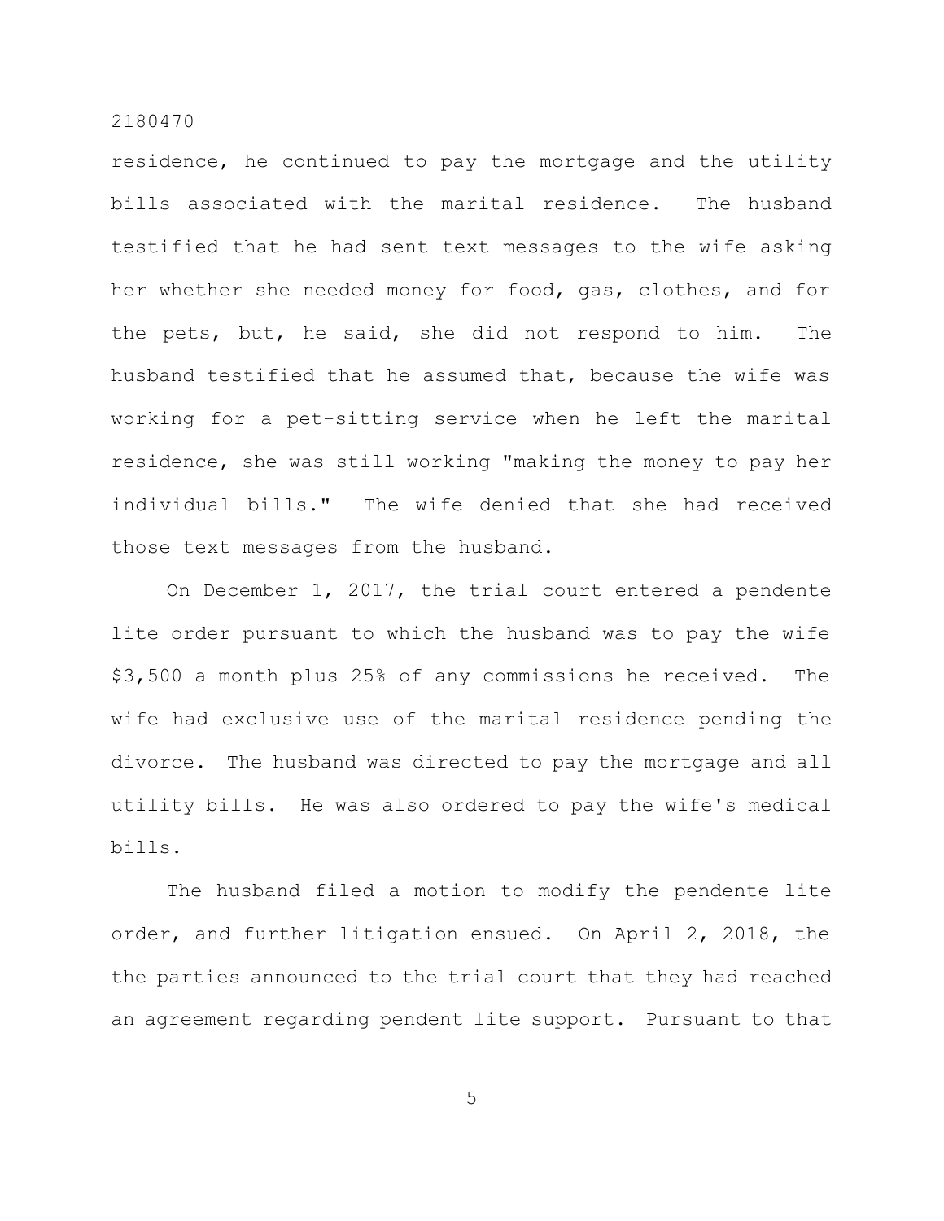residence, he continued to pay the mortgage and the utility bills associated with the marital residence. The husband testified that he had sent text messages to the wife asking her whether she needed money for food, gas, clothes, and for the pets, but, he said, she did not respond to him. The husband testified that he assumed that, because the wife was working for a pet-sitting service when he left the marital residence, she was still working "making the money to pay her individual bills." The wife denied that she had received those text messages from the husband.

On December 1, 2017, the trial court entered a pendente lite order pursuant to which the husband was to pay the wife $3,500 a month plus 25% of any commissions he received. The wife had exclusive use of the marital residence pending the divorce. The husband was directed to pay the mortgage and all utility bills. He was also ordered to pay the wife's medical bills.

The husband filed a motion to modify the pendente lite order, and further litigation ensued. On April 2, 2018, the the parties announced to the trial court that they had reached an agreement regarding pendent lite support. Pursuant to that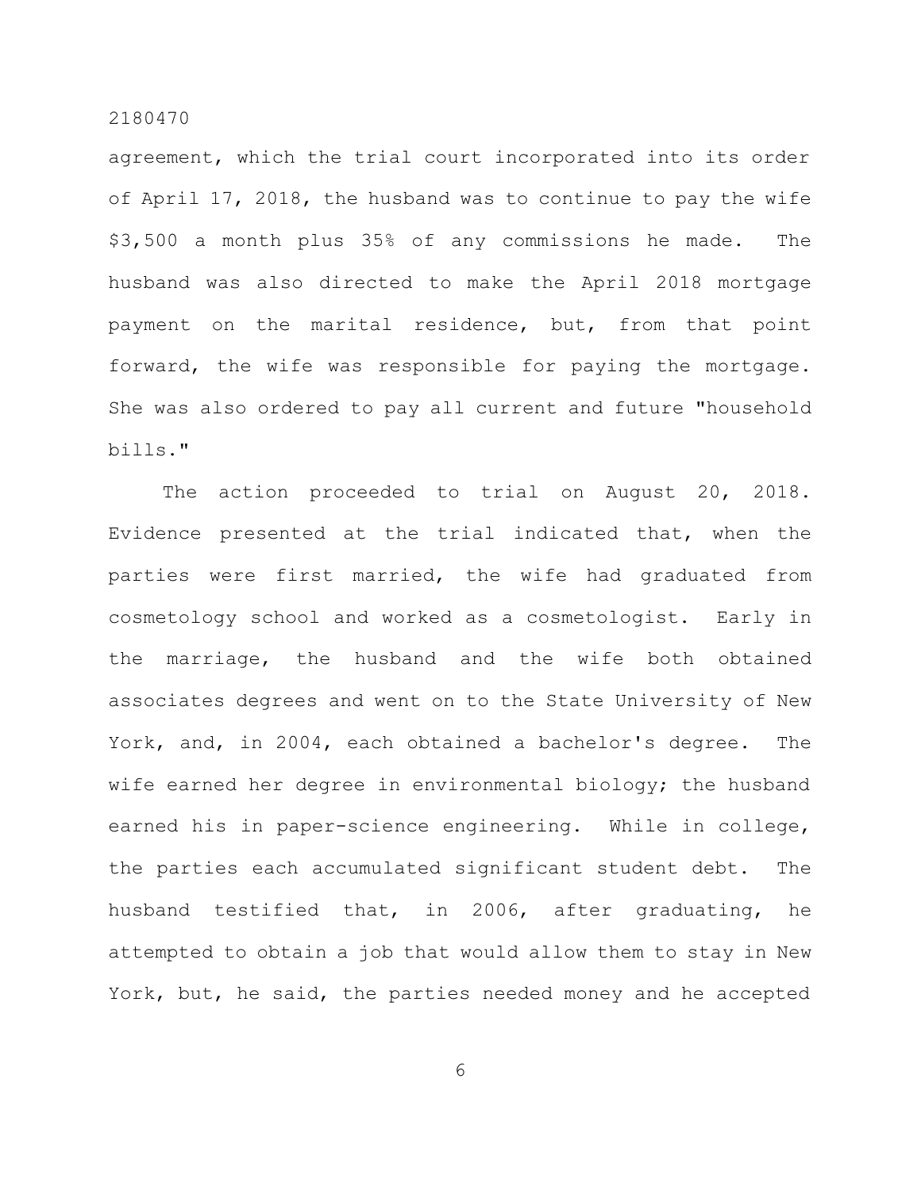agreement, which the trial court incorporated into its order of April 17, 2018, the husband was to continue to pay the wife $3,500 a month plus 35% of any commissions he made. The husband was also directed to make the April 2018 mortgage payment on the marital residence, but, from that point forward, the wife was responsible for paying the mortgage. She was also ordered to pay all current and future "household bills."

The action proceeded to trial on August 20, 2018. Evidence presented at the trial indicated that, when the parties were first married, the wife had graduated from cosmetology school and worked as a cosmetologist. Early in the marriage, the husband and the wife both obtained associates degrees and went on to the State University of New York, and, in 2004, each obtained a bachelor's degree. The wife earned her degree in environmental biology; the husband earned his in paper-science engineering. While in college, the parties each accumulated significant student debt. The husband testified that, in 2006, after graduating, he attempted to obtain a job that would allow them to stay in New York, but, he said, the parties needed money and he accepted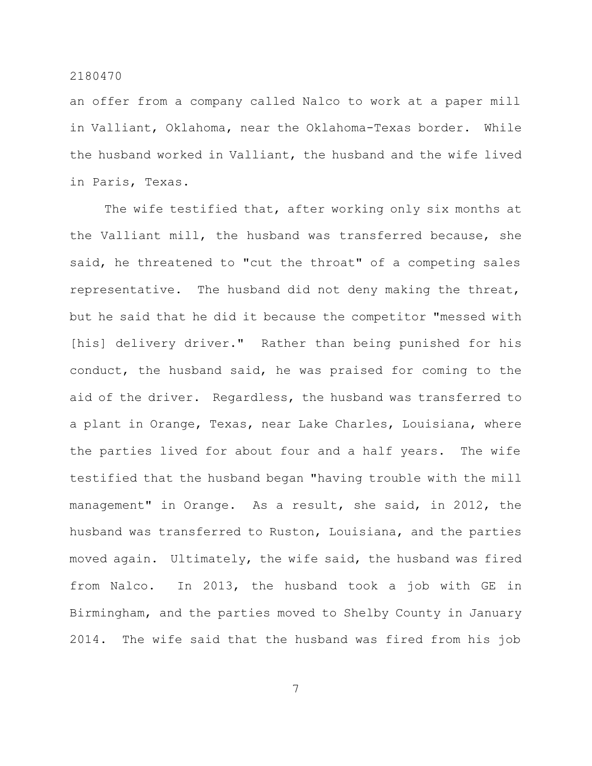an offer from a company called Nalco to work at a paper mill in Valliant, Oklahoma, near the Oklahoma-Texas border. While the husband worked in Valliant, the husband and the wife lived in Paris, Texas.

The wife testified that, after working only six months at the Valliant mill, the husband was transferred because, she said, he threatened to "cut the throat" of a competing sales representative. The husband did not deny making the threat, but he said that he did it because the competitor "messed with [his] delivery driver." Rather than being punished for his conduct, the husband said, he was praised for coming to the aid of the driver. Regardless, the husband was transferred to a plant in Orange, Texas, near Lake Charles, Louisiana, where the parties lived for about four and a half years. The wife testified that the husband began "having trouble with the mill management" in Orange. As a result, she said, in 2012, the husband was transferred to Ruston, Louisiana, and the parties moved again. Ultimately, the wife said, the husband was fired from Nalco. In 2013, the husband took a job with GE in Birmingham, and the parties moved to Shelby County in January 2014. The wife said that the husband was fired from his job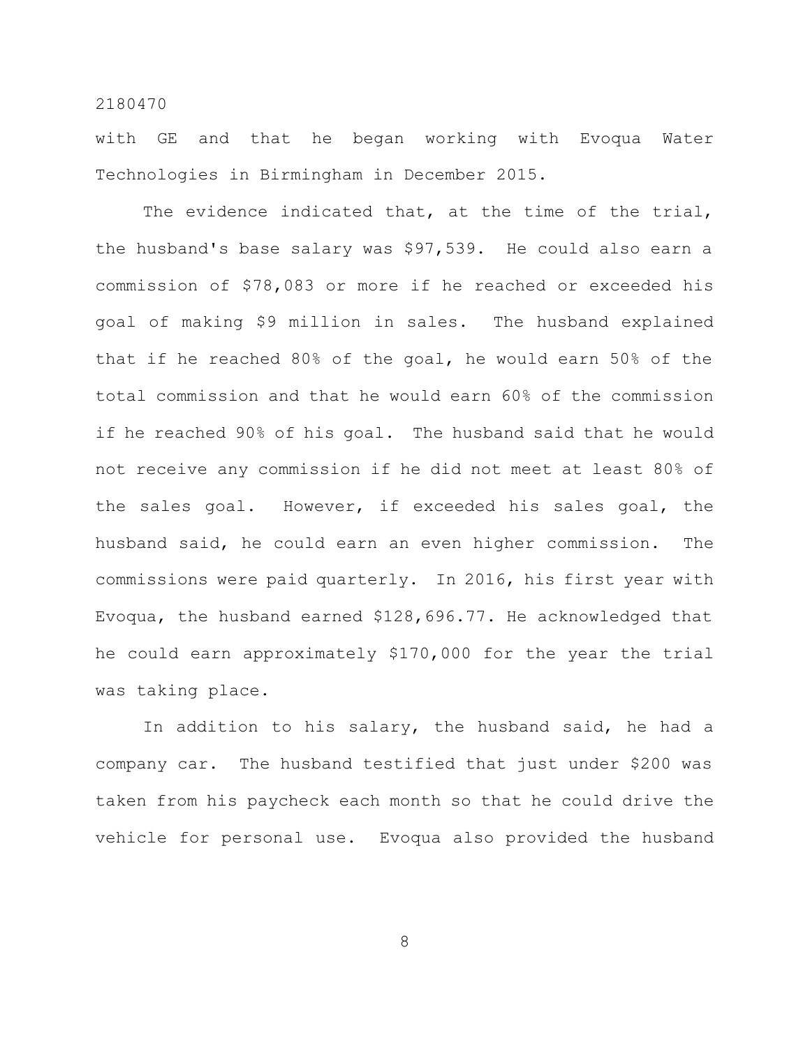with GE and that he began working with Evoqua Water Technologies in Birmingham in December 2015.

The evidence indicated that, at the time of the trial, the husband's base salary was $97,539. He could also earn a commission of $78,083 or more if he reached or exceeded his goal of making $9 million in sales. The husband explained that if he reached 80% of the goal, he would earn 50% of the total commission and that he would earn 60% of the commission if he reached 90% of his goal. The husband said that he would not receive any commission if he did not meet at least 80% of the sales goal. However, if exceeded his sales goal, the husband said, he could earn an even higher commission. The commissions were paid quarterly. In 2016, his first year with Evoqua, the husband earned $128,696.77. He acknowledged that he could earn approximately $170,000 for the year the trial was taking place.

In addition to his salary, the husband said, he had a company car. The husband testified that just under $200 was taken from his paycheck each month so that he could drive the vehicle for personal use. Evoqua also provided the husband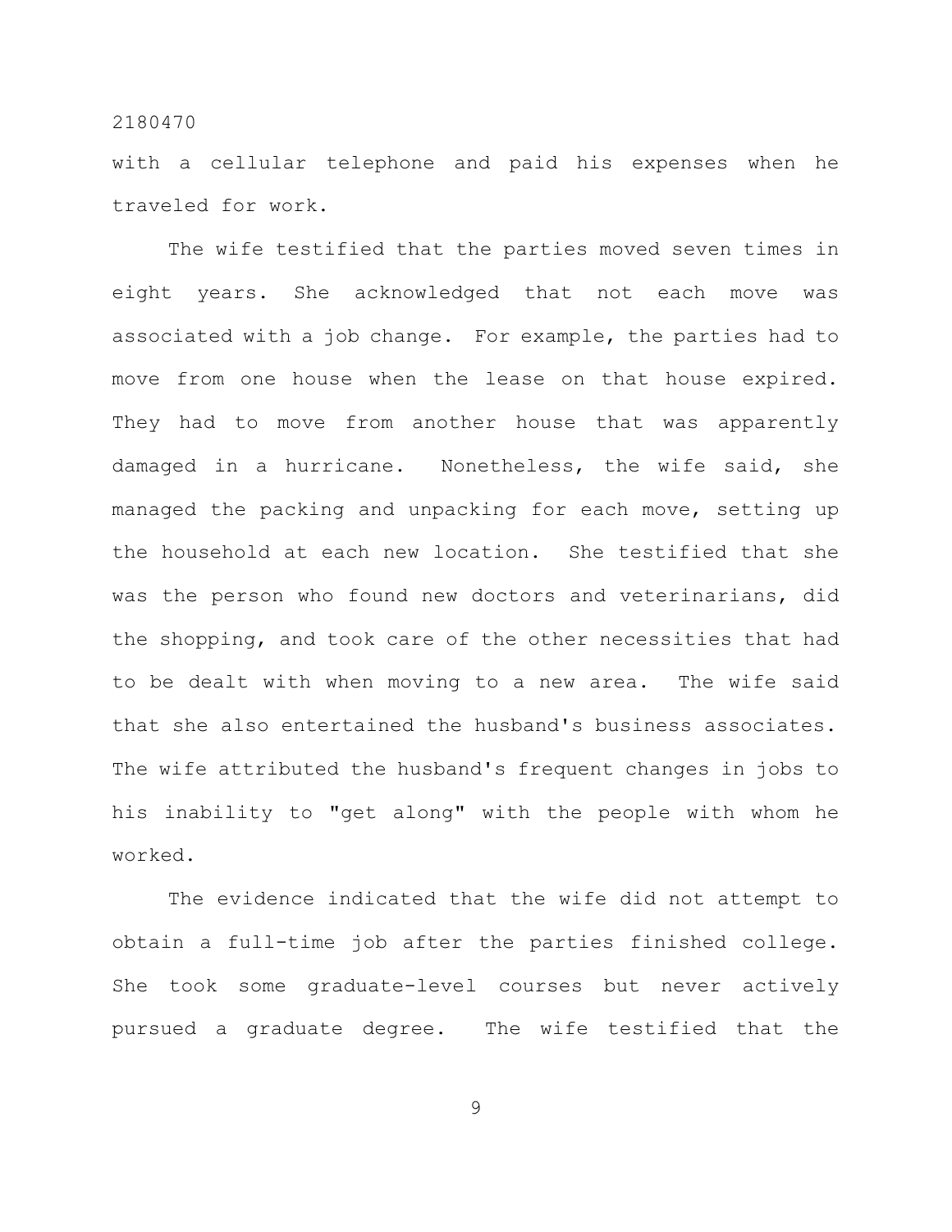with a cellular telephone and paid his expenses when he traveled for work.

The wife testified that the parties moved seven times in eight years. She acknowledged that not each move was associated with a job change. For example, the parties had to move from one house when the lease on that house expired. They had to move from another house that was apparently damaged in a hurricane. Nonetheless, the wife said, she managed the packing and unpacking for each move, setting up the household at each new location. She testified that she was the person who found new doctors and veterinarians, did the shopping, and took care of the other necessities that had to be dealt with when moving to a new area. The wife said that she also entertained the husband's business associates. The wife attributed the husband's frequent changes in jobs to his inability to "get along" with the people with whom he worked.

The evidence indicated that the wife did not attempt to obtain a full-time job after the parties finished college. She took some graduate-level courses but never actively pursued a graduate degree. The wife testified that the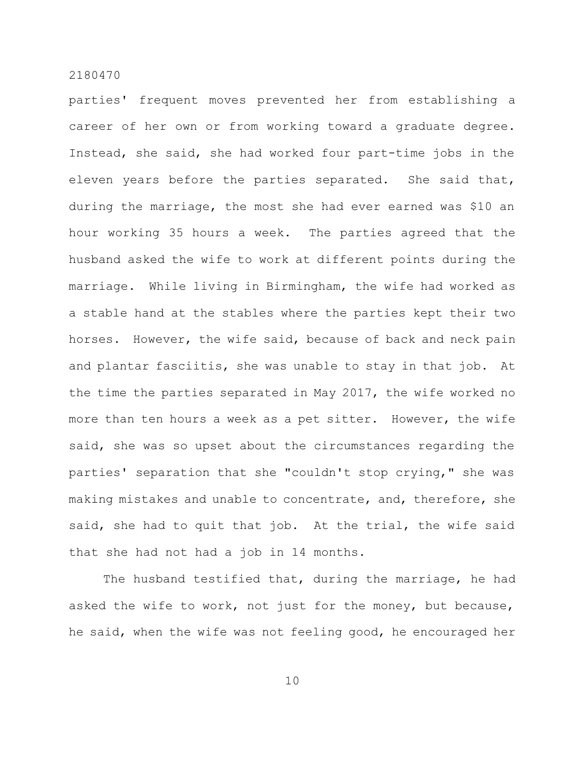parties' frequent moves prevented her from establishing a career of her own or from working toward a graduate degree. Instead, she said, she had worked four part-time jobs in the eleven years before the parties separated. She said that, during the marriage, the most she had ever earned was $10 an hour working 35 hours a week. The parties agreed that the husband asked the wife to work at different points during the marriage. While living in Birmingham, the wife had worked as a stable hand at the stables where the parties kept their two horses. However, the wife said, because of back and neck pain and plantar fasciitis, she was unable to stay in that job. At the time the parties separated in May 2017, the wife worked no more than ten hours a week as a pet sitter. However, the wife said, she was so upset about the circumstances regarding the parties' separation that she "couldn't stop crying," she was making mistakes and unable to concentrate, and, therefore, she said, she had to quit that job. At the trial, the wife said that she had not had a job in 14 months.

The husband testified that, during the marriage, he had asked the wife to work, not just for the money, but because, he said, when the wife was not feeling good, he encouraged her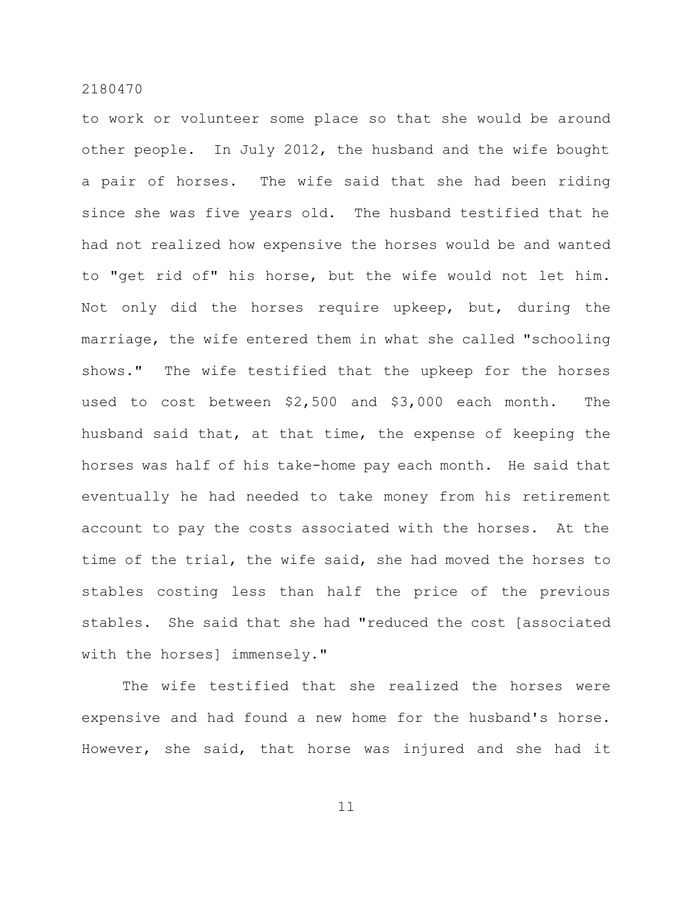to work or volunteer some place so that she would be around other people. In July 2012, the husband and the wife bought a pair of horses. The wife said that she had been riding since she was five years old. The husband testified that he had not realized how expensive the horses would be and wanted to "get rid of" his horse, but the wife would not let him. Not only did the horses require upkeep, but, during the marriage, the wife entered them in what she called "schooling shows." The wife testified that the upkeep for the horses used to cost between $2,500 and $3,000 each month. The husband said that, at that time, the expense of keeping the horses was half of his take-home pay each month. He said that eventually he had needed to take money from his retirement account to pay the costs associated with the horses. At the time of the trial, the wife said, she had moved the horses to stables costing less than half the price of the previous stables. She said that she had "reduced the cost [associated with the horses] immensely."

The wife testified that she realized the horses were expensive and had found a new home for the husband's horse. However, she said, that horse was injured and she had it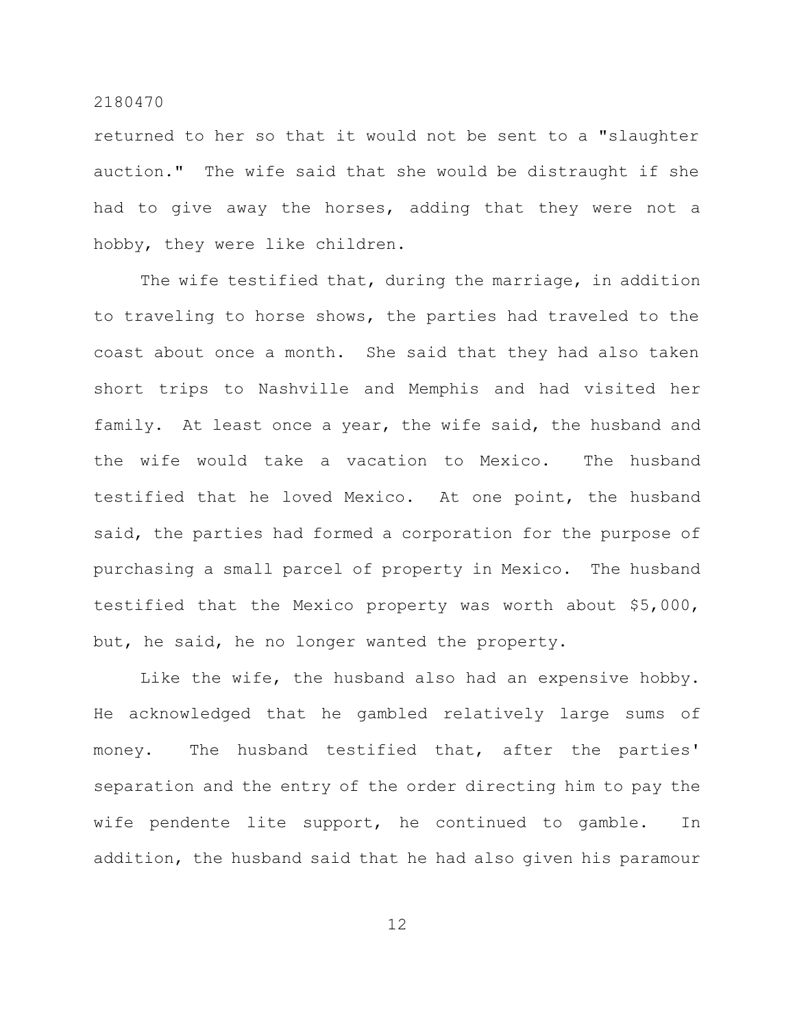returned to her so that it would not be sent to a "slaughter auction." The wife said that she would be distraught if she had to give away the horses, adding that they were not a hobby, they were like children.

The wife testified that, during the marriage, in addition to traveling to horse shows, the parties had traveled to the coast about once a month. She said that they had also taken short trips to Nashville and Memphis and had visited her family. At least once a year, the wife said, the husband and the wife would take a vacation to Mexico. The husband testified that he loved Mexico. At one point, the husband said, the parties had formed a corporation for the purpose of purchasing a small parcel of property in Mexico. The husband testified that the Mexico property was worth about $5,000, but, he said, he no longer wanted the property.

Like the wife, the husband also had an expensive hobby. He acknowledged that he gambled relatively large sums of money. The husband testified that, after the parties' separation and the entry of the order directing him to pay the wife pendente lite support, he continued to gamble. In addition, the husband said that he had also given his paramour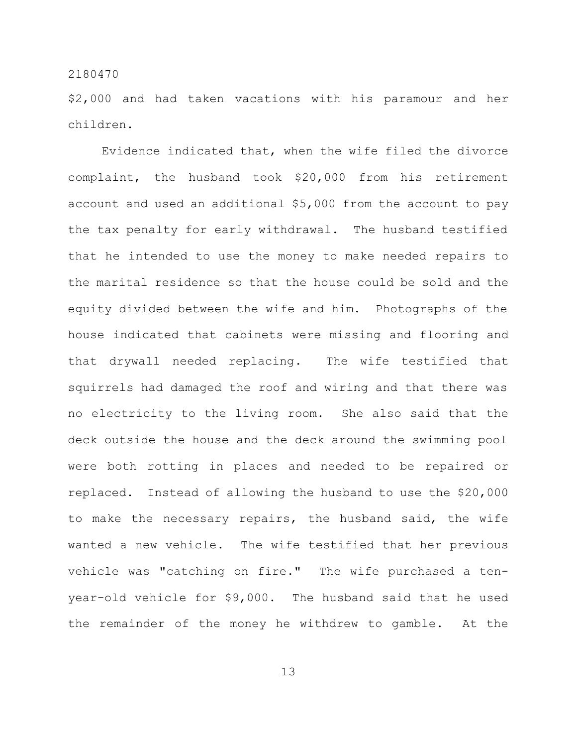$2,000 and had taken vacations with his paramour and her children.

Evidence indicated that, when the wife filed the divorce complaint, the husband took $20,000 from his retirement account and used an additional $5,000 from the account to pay the tax penalty for early withdrawal. The husband testified that he intended to use the money to make needed repairs to the marital residence so that the house could be sold and the equity divided between the wife and him. Photographs of the house indicated that cabinets were missing and flooring and that drywall needed replacing. The wife testified that squirrels had damaged the roof and wiring and that there was no electricity to the living room. She also said that the deck outside the house and the deck around the swimming pool were both rotting in places and needed to be repaired or replaced. Instead of allowing the husband to use the $20,000 to make the necessary repairs, the husband said, the wife wanted a new vehicle. The wife testified that her previous vehicle was "catching on fire." The wife purchased a ten-year-old vehicle for $9,000. The husband said that he used the remainder of the money he withdrew to gamble. At the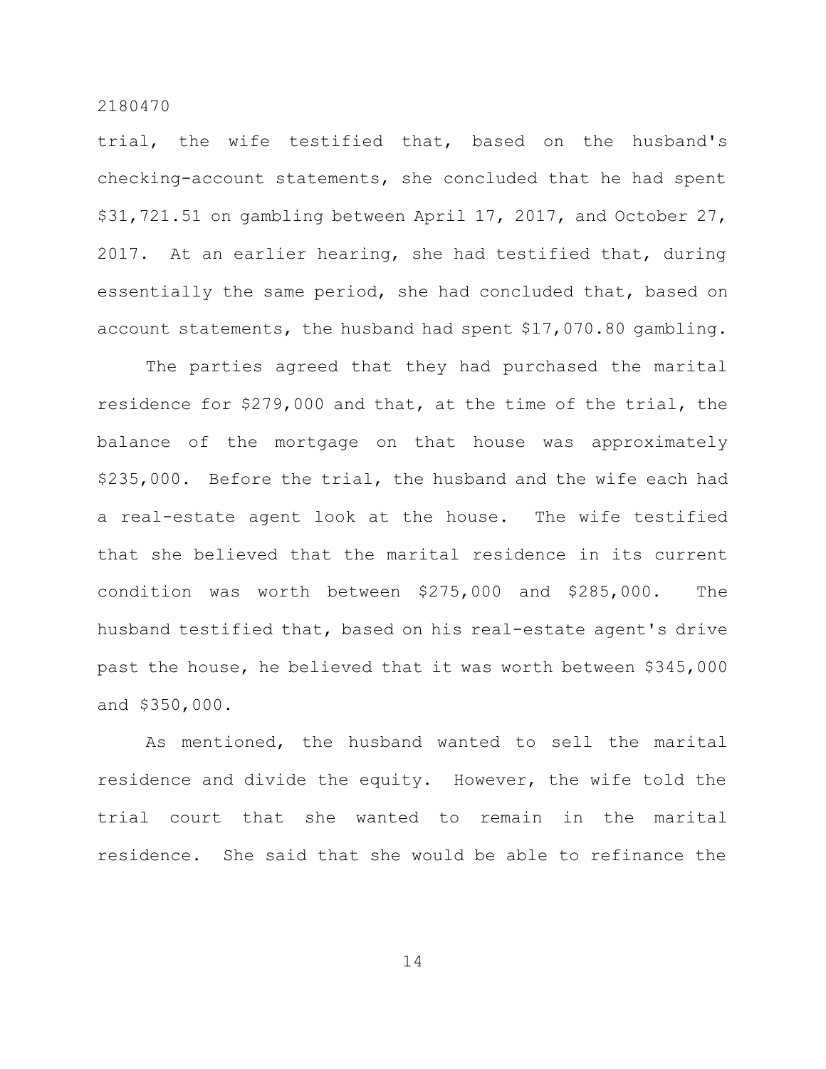trial, the wife testified that, based on the husband's checking-account statements, she concluded that he had spent $31,721.51 on gambling between April 17, 2017, and October 27, 2017. At an earlier hearing, she had testified that, during essentially the same period, she had concluded that, based on account statements, the husband had spent $17,070.80 gambling.

The parties agreed that they had purchased the marital residence for $279,000 and that, at the time of the trial, the balance of the mortgage on that house was approximately $235,000. Before the trial, the husband and the wife each had a real-estate agent look at the house. The wife testified that she believed that the marital residence in its current condition was worth between $275,000 and $285,000. The husband testified that, based on his real-estate agent's drive past the house, he believed that it was worth between $345,000 and $350,000.

As mentioned, the husband wanted to sell the marital residence and divide the equity. However, the wife told the trial court that she wanted to remain in the marital residence. She said that she would be able to refinance the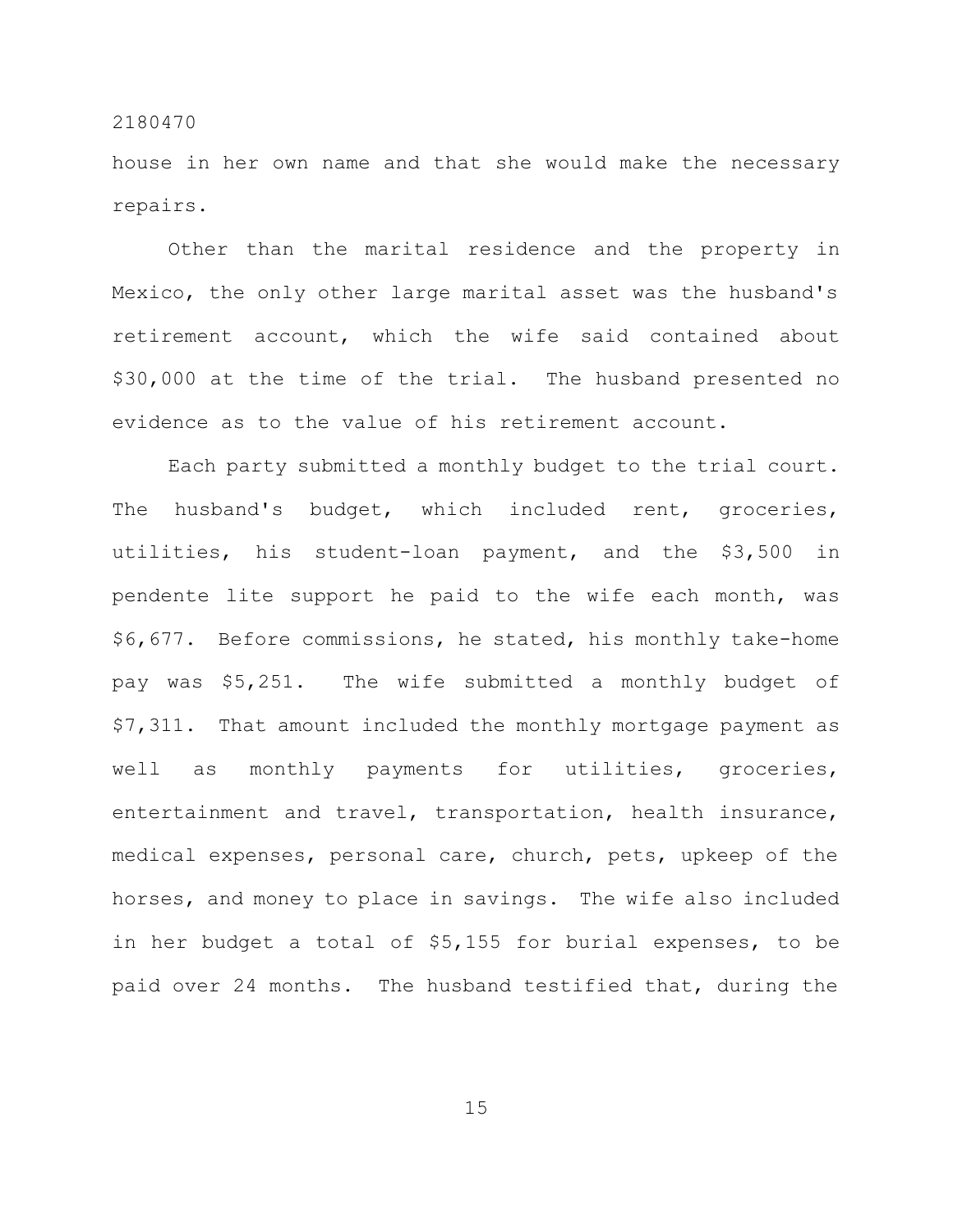house in her own name and that she would make the necessary repairs.

Other than the marital residence and the property in Mexico, the only other large marital asset was the husband's retirement account, which the wife said contained about $30,000 at the time of the trial. The husband presented no evidence as to the value of his retirement account.

Each party submitted a monthly budget to the trial court. The husband's budget, which included rent, groceries, utilities, his student-loan payment, and the $3,500 in pendente lite support he paid to the wife each month, was $6,677. Before commissions, he stated, his monthly take-home pay was $5,251. The wife submitted a monthly budget of $7,311. That amount included the monthly mortgage payment as well as monthly payments for utilities, groceries, entertainment and travel, transportation, health insurance, medical expenses, personal care, church, pets, upkeep of the horses, and money to place in savings. The wife also included in her budget a total of $5,155 for burial expenses, to be paid over 24 months. The husband testified that, during the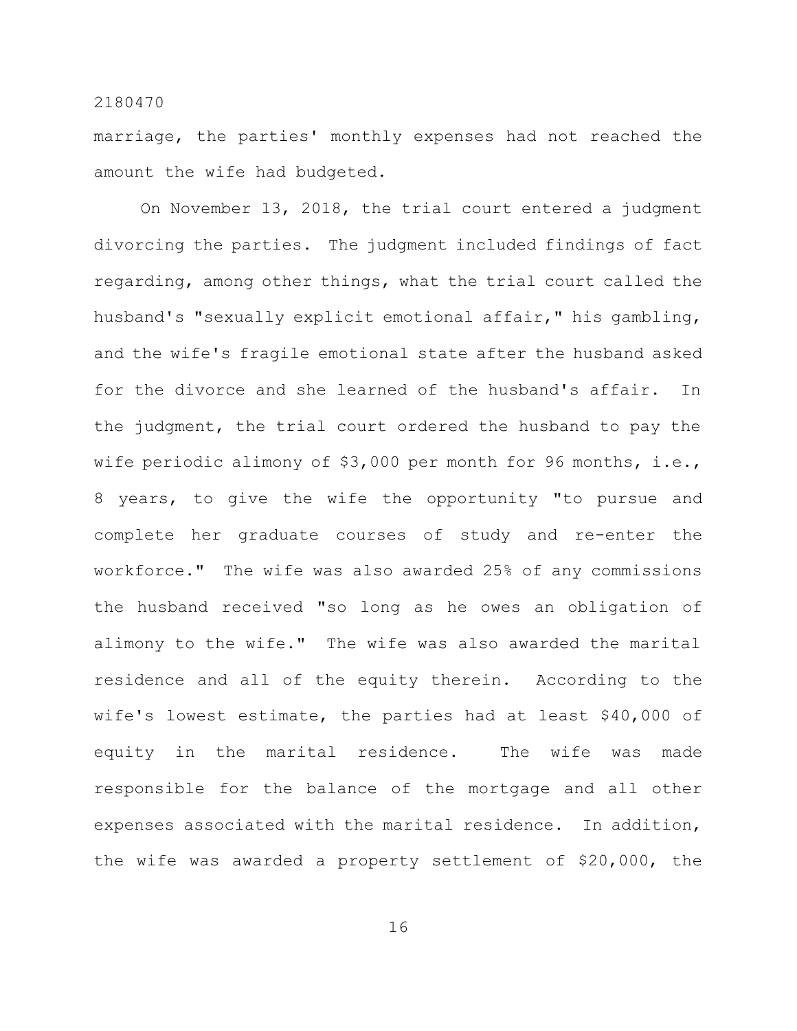marriage, the parties' monthly expenses had not reached the amount the wife had budgeted.

On November 13, 2018, the trial court entered a judgment divorcing the parties. The judgment included findings of fact regarding, among other things, what the trial court called the husband's "sexually explicit emotional affair," his gambling, and the wife's fragile emotional state after the husband asked for the divorce and she learned of the husband's affair. In the judgment, the trial court ordered the husband to pay the wife periodic alimony of $3,000 per month for 96 months, i.e., 8 years, to give the wife the opportunity "to pursue and complete her graduate courses of study and re-enter the workforce." The wife was also awarded 25% of any commissions the husband received "so long as he owes an obligation of alimony to the wife." The wife was also awarded the marital residence and all of the equity therein. According to the wife's lowest estimate, the parties had at least $40,000 of equity in the marital residence. The wife was made responsible for the balance of the mortgage and all other expenses associated with the marital residence. In addition, the wife was awarded a property settlement of $20,000, the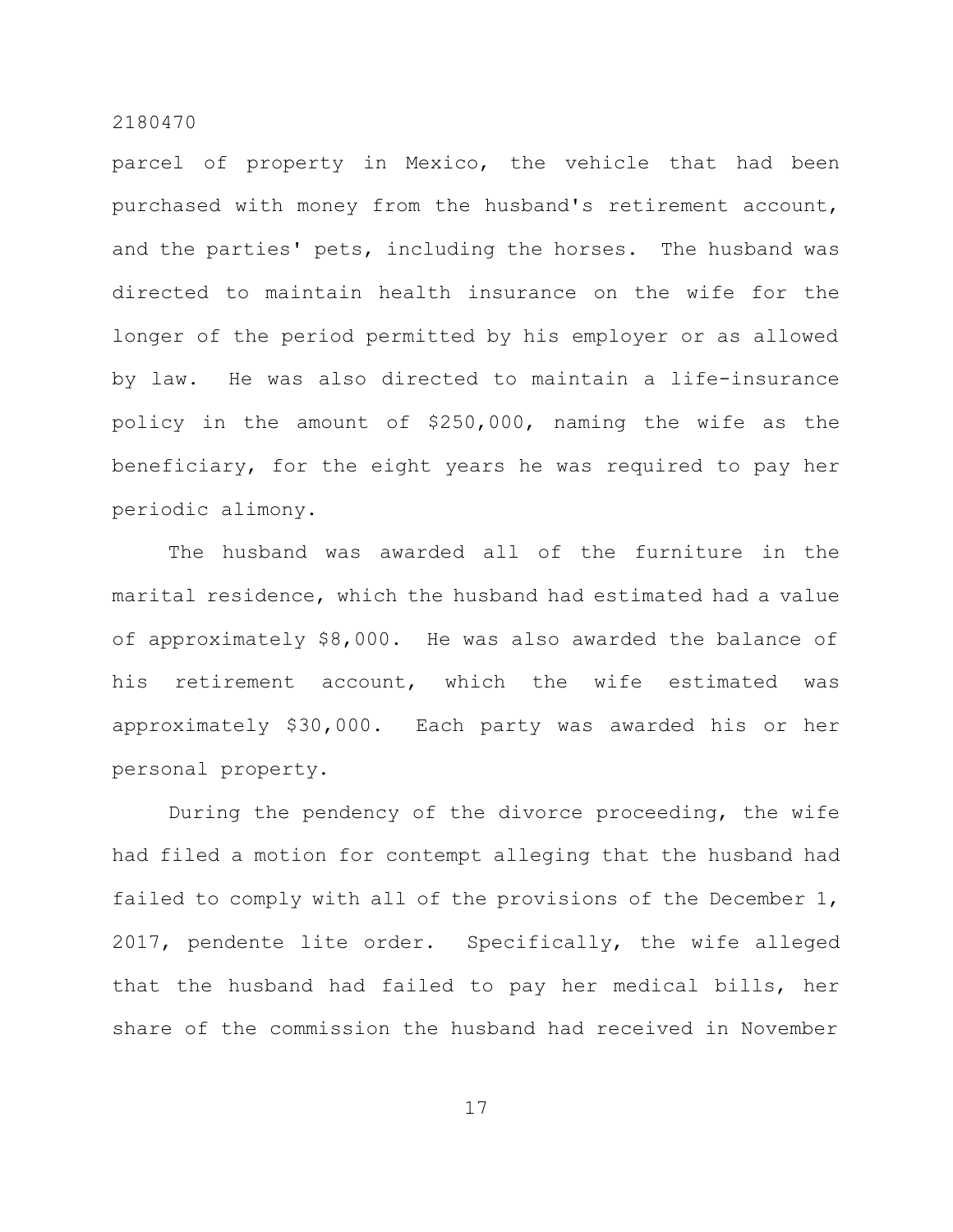parcel of property in Mexico, the vehicle that had been purchased with money from the husband's retirement account, and the parties' pets, including the horses. The husband was directed to maintain health insurance on the wife for the longer of the period permitted by his employer or as allowed by law. He was also directed to maintain a life-insurance policy in the amount of $250,000, naming the wife as the beneficiary, for the eight years he was required to pay her periodic alimony.

The husband was awarded all of the furniture in the marital residence, which the husband had estimated had a value of approximately $8,000. He was also awarded the balance of his retirement account, which the wife estimated was approximately $30,000. Each party was awarded his or her personal property.

During the pendency of the divorce proceeding, the wife had filed a motion for contempt alleging that the husband had failed to comply with all of the provisions of the December 1, 2017, pendente lite order. Specifically, the wife alleged that the husband had failed to pay her medical bills, her share of the commission the husband had received in November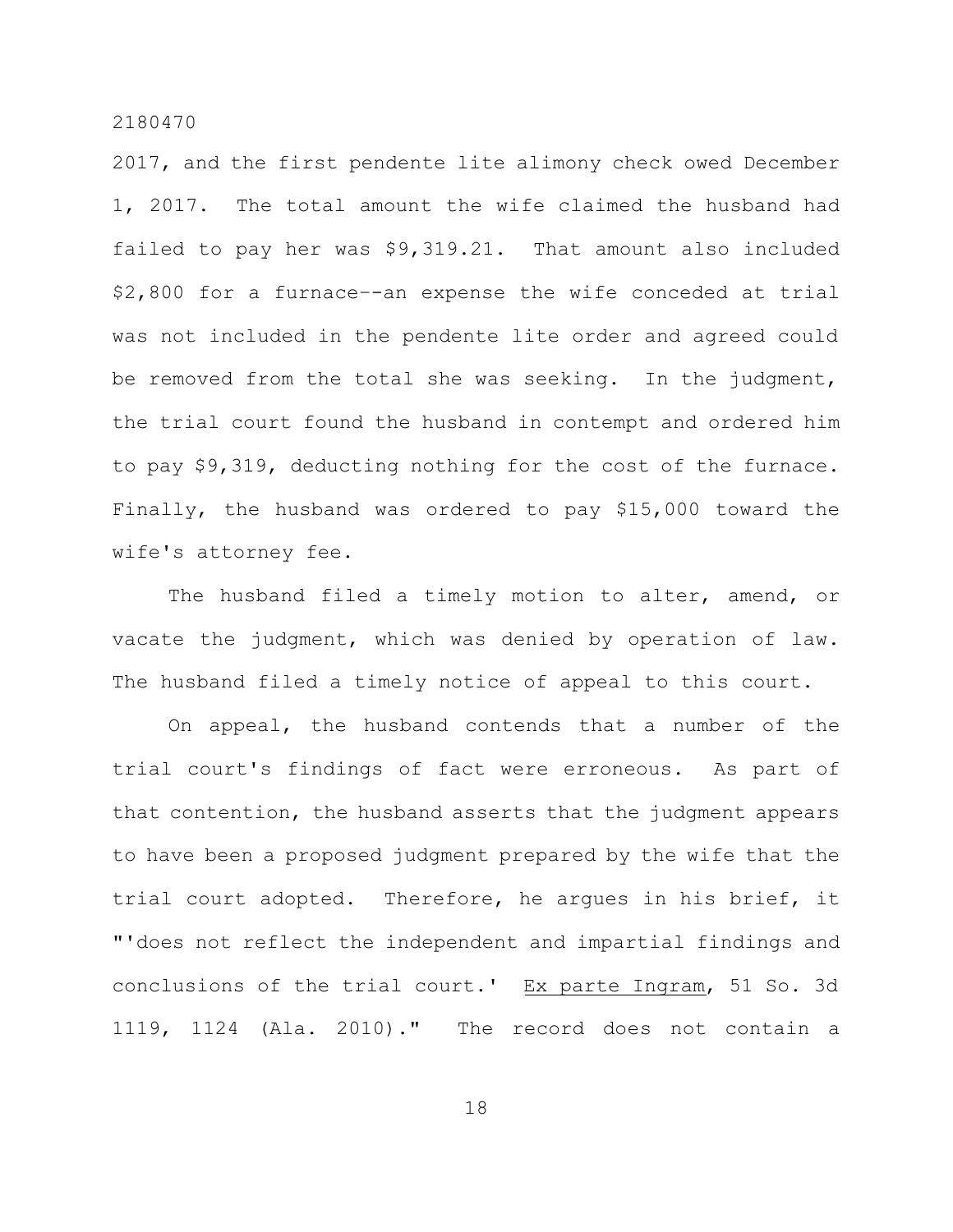2017, and the first pendente lite alimony check owed December 1, 2017. The total amount the wife claimed the husband had failed to pay her was $9,319.21. That amount also included $2,800 for a furnace--an expense the wife conceded at trial was not included in the pendente lite order and agreed could be removed from the total she was seeking. In the judgment, the trial court found the husband in contempt and ordered him to pay $9,319, deducting nothing for the cost of the furnace. Finally, the husband was ordered to pay $15,000 toward the wife's attorney fee.

The husband filed a timely motion to alter, amend, or vacate the judgment, which was denied by operation of law. The husband filed a timely notice of appeal to this court.

On appeal, the husband contends that a number of the trial court's findings of fact were erroneous. As part of that contention, the husband asserts that the judgment appears to have been a proposed judgment prepared by the wife that the trial court adopted. Therefore, he argues in his brief, it "'does not reflect the independent and impartial findings and conclusions of the trial court.' Ex parte Ingram, 51 So. 3d 1119, 1124 (Ala. 2010)." The record does not contain a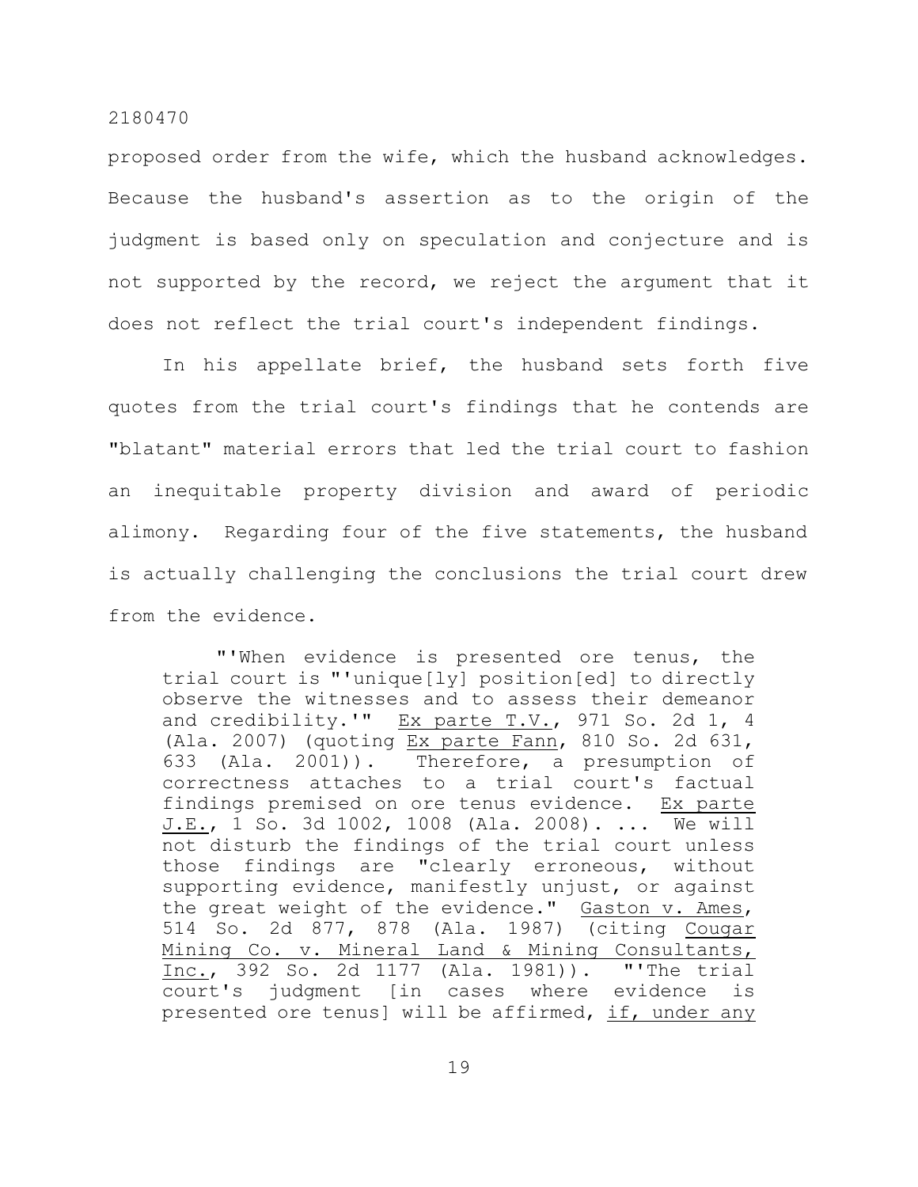proposed order from the wife, which the husband acknowledges. Because the husband's assertion as to the origin of the judgment is based only on speculation and conjecture and is not supported by the record, we reject the argument that it does not reflect the trial court's independent findings.

In his appellate brief, the husband sets forth five quotes from the trial court's findings that he contends are "blatant" material errors that led the trial court to fashion an inequitable property division and award of periodic alimony. Regarding four of the five statements, the husband is actually challenging the conclusions the trial court drew from the evidence.

> "'When evidence is presented ore tenus, the trial court is "'unique[ly] position[ed] to directly observe the witnesses and to assess their demeanor and credibility.'" Ex parte T.V., 971 So. 2d 1, 4 (Ala. 2007) (quoting Ex parte Fann, 810 So. 2d 631, 633 (Ala. 2001)). Therefore, a presumption of correctness attaches to a trial court's factual findings premised on ore tenus evidence. Ex parte J.E., 1 So. 3d 1002, 1008 (Ala. 2008). ... We will not disturb the findings of the trial court unless those findings are "clearly erroneous, without supporting evidence, manifestly unjust, or against the great weight of the evidence." Gaston v. Ames, 514 So. 2d 877, 878 (Ala. 1987) (citing Cougar Mining Co. v. Mineral Land & Mining Consultants, Inc., 392 So. 2d 1177 (Ala. 1981)). "'The trial court's judgment [in cases where evidence is presented ore tenus] will be affirmed, <u>if, under any</u>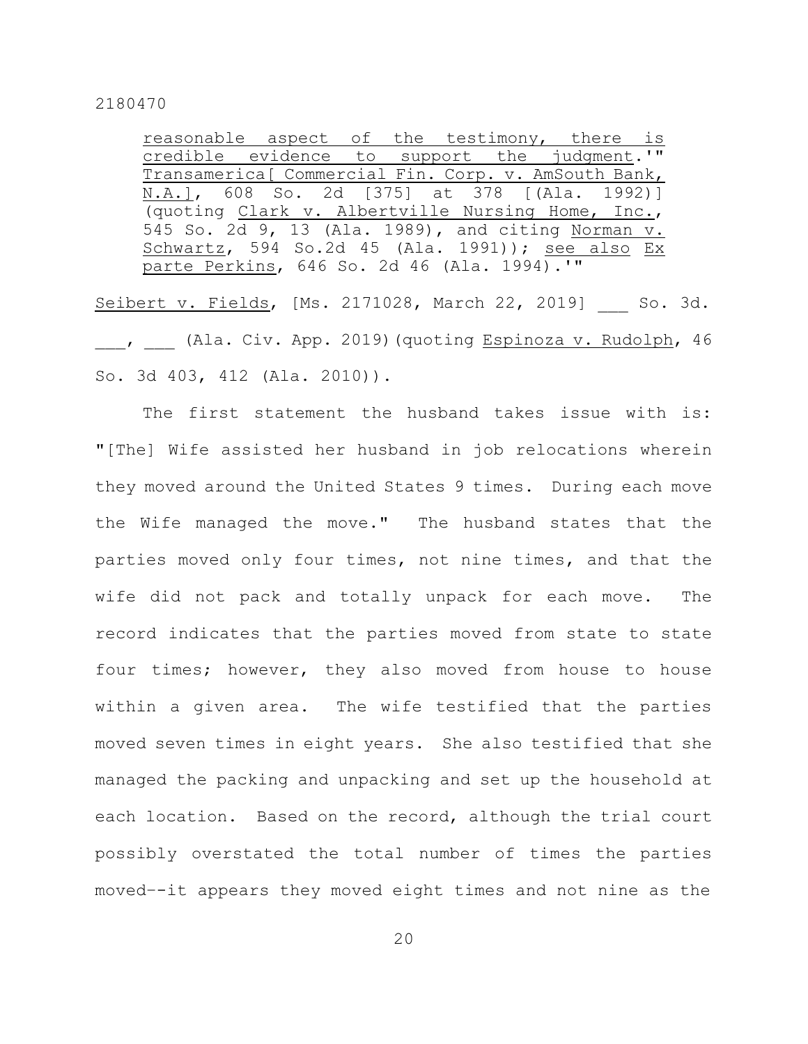reasonable aspect of the testimony, there is credible evidence to support the judgment.'" Transamerica[ Commercial Fin. Corp. v. AmSouth Bank, N.A.], 608 So. 2d [375] at 378 [(Ala. 1992)] (quoting Clark v. Albertville Nursing Home, Inc., 545 So. 2d 9, 13 (Ala. 1989), and citing Norman v. Schwartz, 594 So.2d 45 (Ala. 1991)); see also Ex parte Perkins, 646 So. 2d 46 (Ala. 1994).'"

Seibert v. Fields, [Ms. 2171028, March 22, 2019] ___ So. 3d. ___, ___ (Ala. Civ. App. 2019)(quoting Espinoza v. Rudolph, 46 So. 3d 403, 412 (Ala. 2010)).

The first statement the husband takes issue with is: "[The] Wife assisted her husband in job relocations wherein they moved around the United States 9 times. During each move the Wife managed the move." The husband states that the parties moved only four times, not nine times, and that the wife did not pack and totally unpack for each move. The record indicates that the parties moved from state to state four times; however, they also moved from house to house within a given area. The wife testified that the parties moved seven times in eight years. She also testified that she managed the packing and unpacking and set up the household at each location. Based on the record, although the trial court possibly overstated the total number of times the parties moved--it appears they moved eight times and not nine as the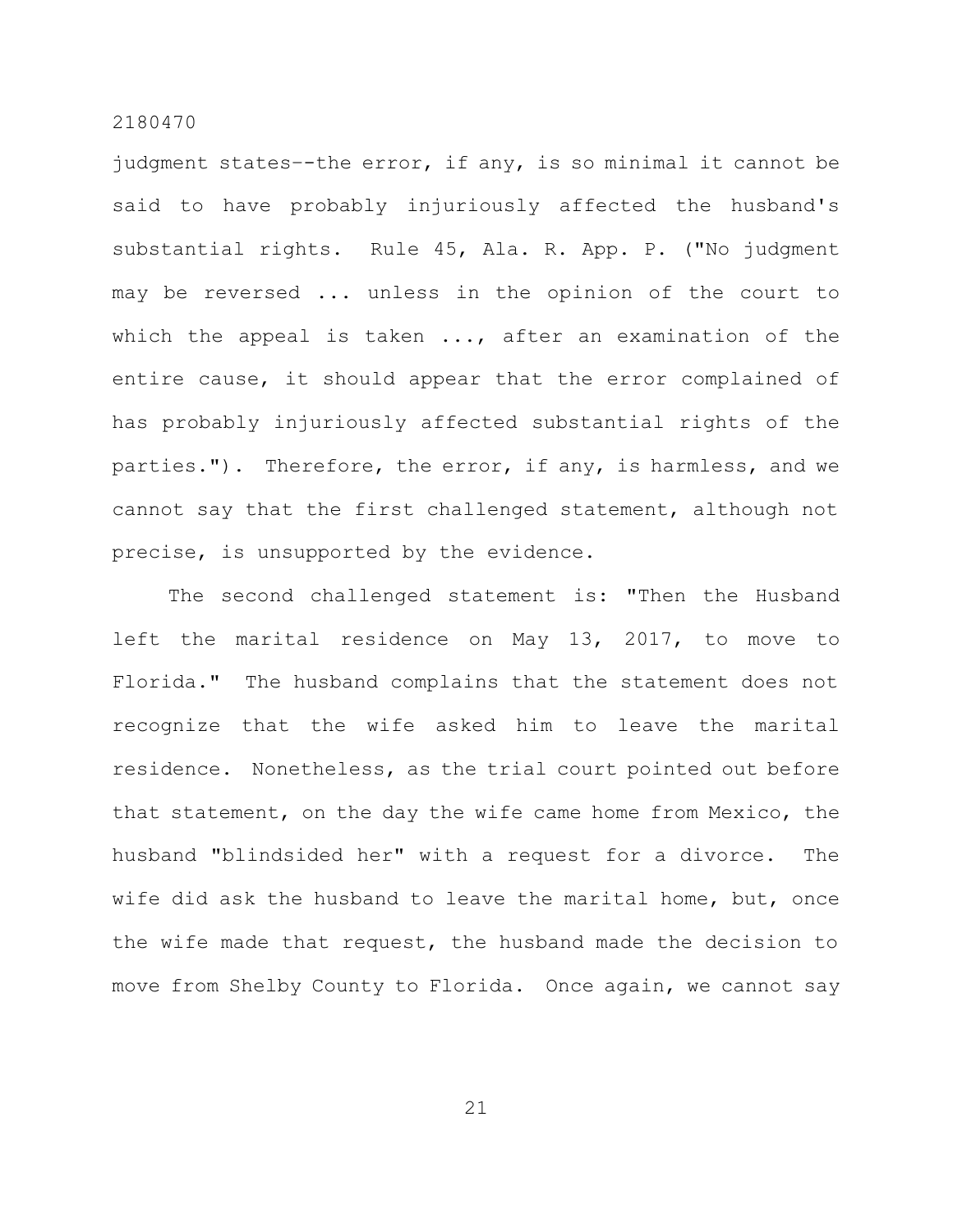judgment states--the error, if any, is so minimal it cannot be said to have probably injuriously affected the husband's substantial rights. Rule 45, Ala. R. App. P. ("No judgment may be reversed ... unless in the opinion of the court to which the appeal is taken ..., after an examination of the entire cause, it should appear that the error complained of has probably injuriously affected substantial rights of the parties."). Therefore, the error, if any, is harmless, and we cannot say that the first challenged statement, although not precise, is unsupported by the evidence.

The second challenged statement is: "Then the Husband left the marital residence on May 13, 2017, to move to Florida." The husband complains that the statement does not recognize that the wife asked him to leave the marital residence. Nonetheless, as the trial court pointed out before that statement, on the day the wife came home from Mexico, the husband "blindsided her" with a request for a divorce. The wife did ask the husband to leave the marital home, but, once the wife made that request, the husband made the decision to move from Shelby County to Florida. Once again, we cannot say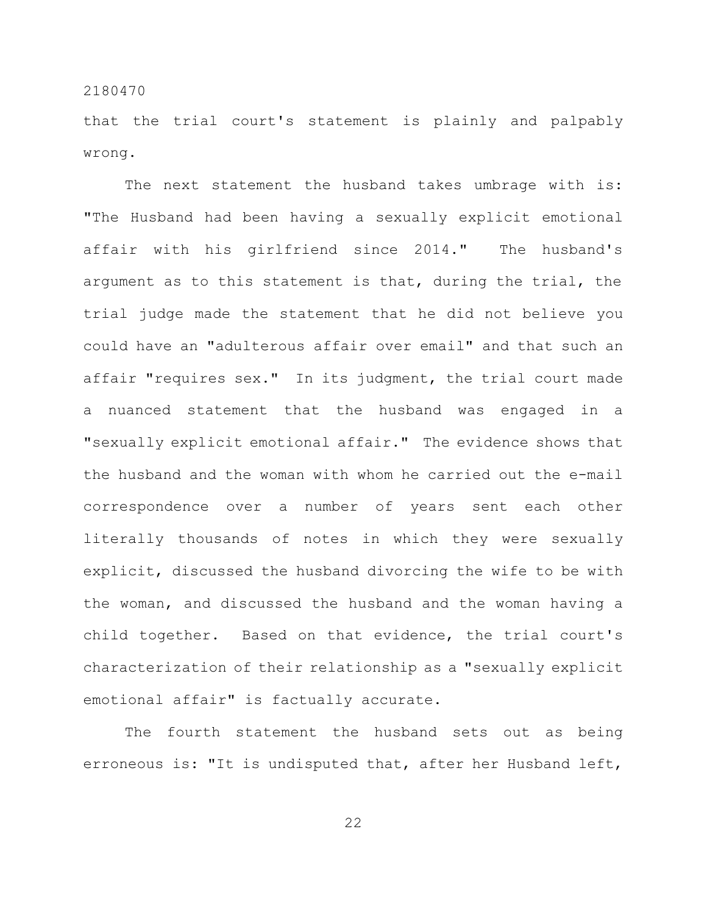that the trial court's statement is plainly and palpably wrong.

The next statement the husband takes umbrage with is: "The Husband had been having a sexually explicit emotional affair with his girlfriend since 2014." The husband's argument as to this statement is that, during the trial, the trial judge made the statement that he did not believe you could have an "adulterous affair over email" and that such an affair "requires sex." In its judgment, the trial court made a nuanced statement that the husband was engaged in a "sexually explicit emotional affair." The evidence shows that the husband and the woman with whom he carried out the e-mail correspondence over a number of years sent each other literally thousands of notes in which they were sexually explicit, discussed the husband divorcing the wife to be with the woman, and discussed the husband and the woman having a child together. Based on that evidence, the trial court's characterization of their relationship as a "sexually explicit emotional affair" is factually accurate.

The fourth statement the husband sets out as being erroneous is: "It is undisputed that, after her Husband left,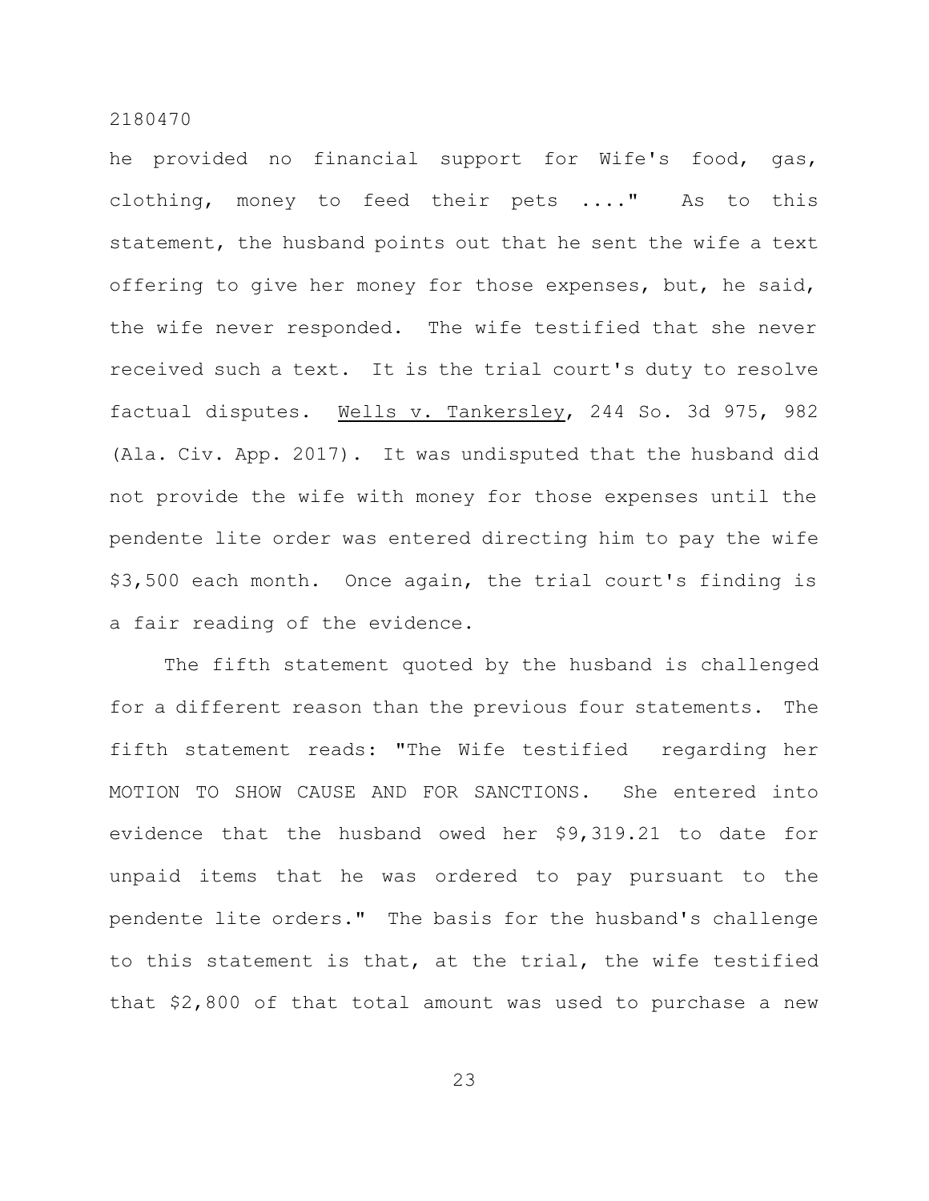he provided no financial support for Wife's food, gas, clothing, money to feed their pets ...." As to this statement, the husband points out that he sent the wife a text offering to give her money for those expenses, but, he said, the wife never responded. The wife testified that she never received such a text. It is the trial court's duty to resolve factual disputes. Wells v. Tankersley, 244 So. 3d 975, 982 (Ala. Civ. App. 2017). It was undisputed that the husband did not provide the wife with money for those expenses until the pendente lite order was entered directing him to pay the wife $3,500 each month. Once again, the trial court's finding is a fair reading of the evidence.

The fifth statement quoted by the husband is challenged for a different reason than the previous four statements. The fifth statement reads: "The Wife testified regarding her MOTION TO SHOW CAUSE AND FOR SANCTIONS. She entered into evidence that the husband owed her $9,319.21 to date for unpaid items that he was ordered to pay pursuant to the pendente lite orders." The basis for the husband's challenge to this statement is that, at the trial, the wife testified that $2,800 of that total amount was used to purchase a new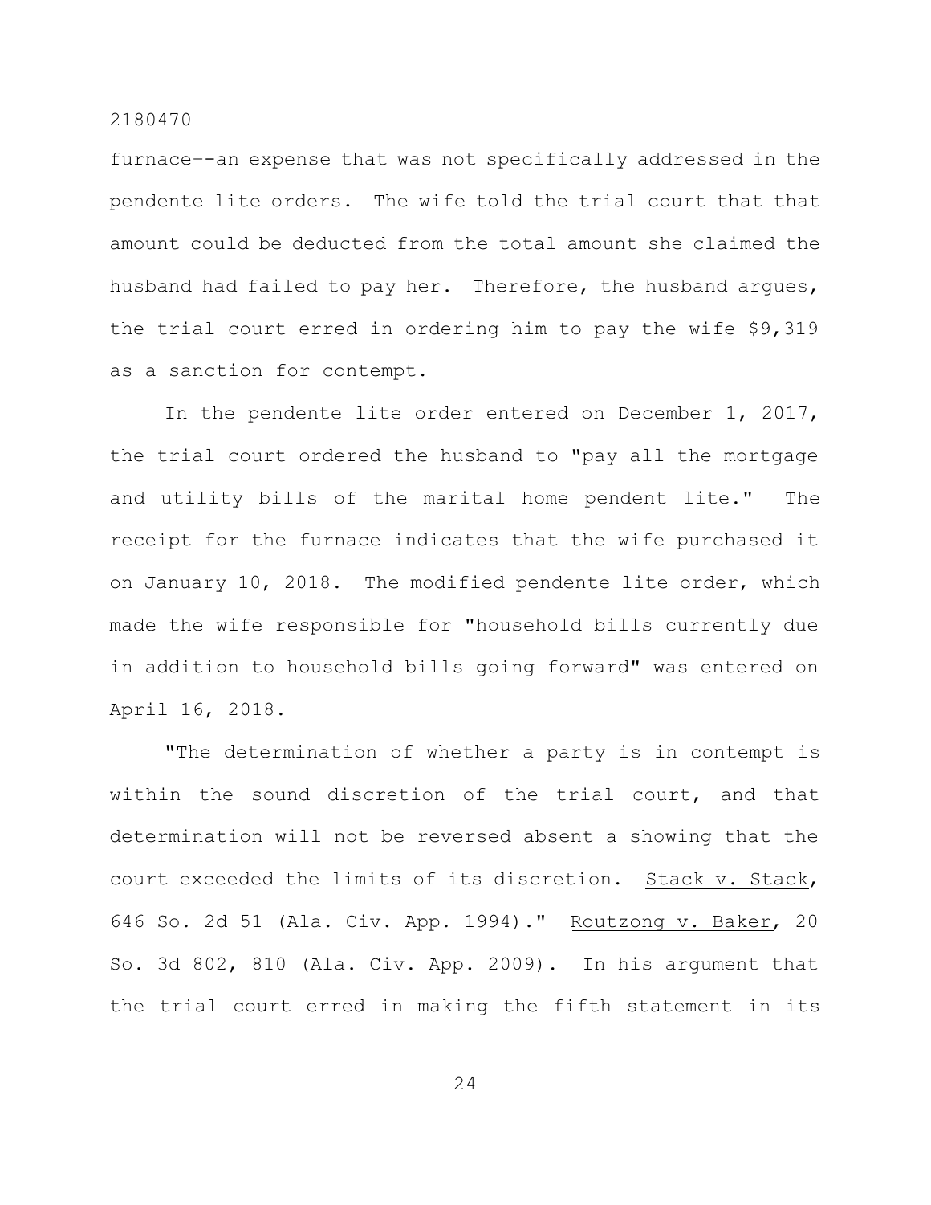furnace--an expense that was not specifically addressed in the pendente lite orders. The wife told the trial court that that amount could be deducted from the total amount she claimed the husband had failed to pay her. Therefore, the husband argues, the trial court erred in ordering him to pay the wife $9,319 as a sanction for contempt.

In the pendente lite order entered on December 1, 2017, the trial court ordered the husband to "pay all the mortgage and utility bills of the marital home pendent lite." The receipt for the furnace indicates that the wife purchased it on January 10, 2018. The modified pendente lite order, which made the wife responsible for "household bills currently due in addition to household bills going forward" was entered on April 16, 2018.

"The determination of whether a party is in contempt is within the sound discretion of the trial court, and that determination will not be reversed absent a showing that the court exceeded the limits of its discretion. Stack v. Stack, 646 So. 2d 51 (Ala. Civ. App. 1994)." Routzong v. Baker, 20 So. 3d 802, 810 (Ala. Civ. App. 2009). In his argument that the trial court erred in making the fifth statement in its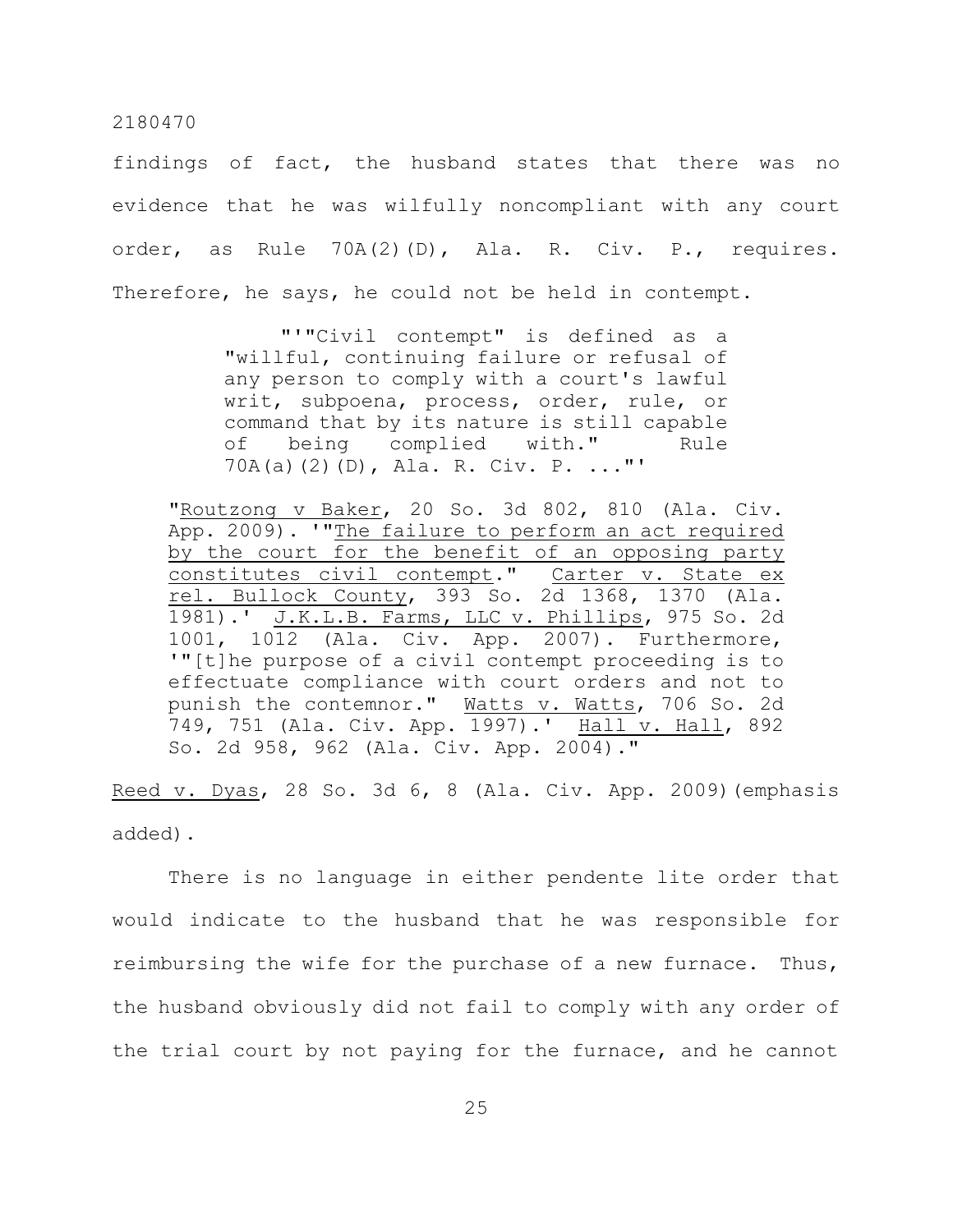findings of fact, the husband states that there was no evidence that he was wilfully noncompliant with any court order, as Rule 70A(2)(D), Ala. R. Civ. P., requires. Therefore, he says, he could not be held in contempt.

> "'"Civil contempt" is defined as a "willful, continuing failure or refusal of any person to comply with a court's lawful writ, subpoena, process, order, rule, or command that by its nature is still capable of being complied with." Rule 70A(a)(2)(D), Ala. R. Civ. P. ..."'
>
> "Routzong v Baker, 20 So. 3d 802, 810 (Ala. Civ. App. 2009). '"The failure to perform an act required by the court for the benefit of an opposing party constitutes civil contempt." Carter v. State ex rel. Bullock County, 393 So. 2d 1368, 1370 (Ala. 1981).' J.K.L.B. Farms, LLC v. Phillips, 975 So. 2d 1001, 1012 (Ala. Civ. App. 2007). Furthermore, '"[t]he purpose of a civil contempt proceeding is to effectuate compliance with court orders and not to punish the contemnor." Watts v. Watts, 706 So. 2d 749, 751 (Ala. Civ. App. 1997).' Hall v. Hall, 892 So. 2d 958, 962 (Ala. Civ. App. 2004)."

Reed v. Dyas, 28 So. 3d 6, 8 (Ala. Civ. App. 2009)(emphasis added).

There is no language in either pendente lite order that would indicate to the husband that he was responsible for reimbursing the wife for the purchase of a new furnace. Thus, the husband obviously did not fail to comply with any order of the trial court by not paying for the furnace, and he cannot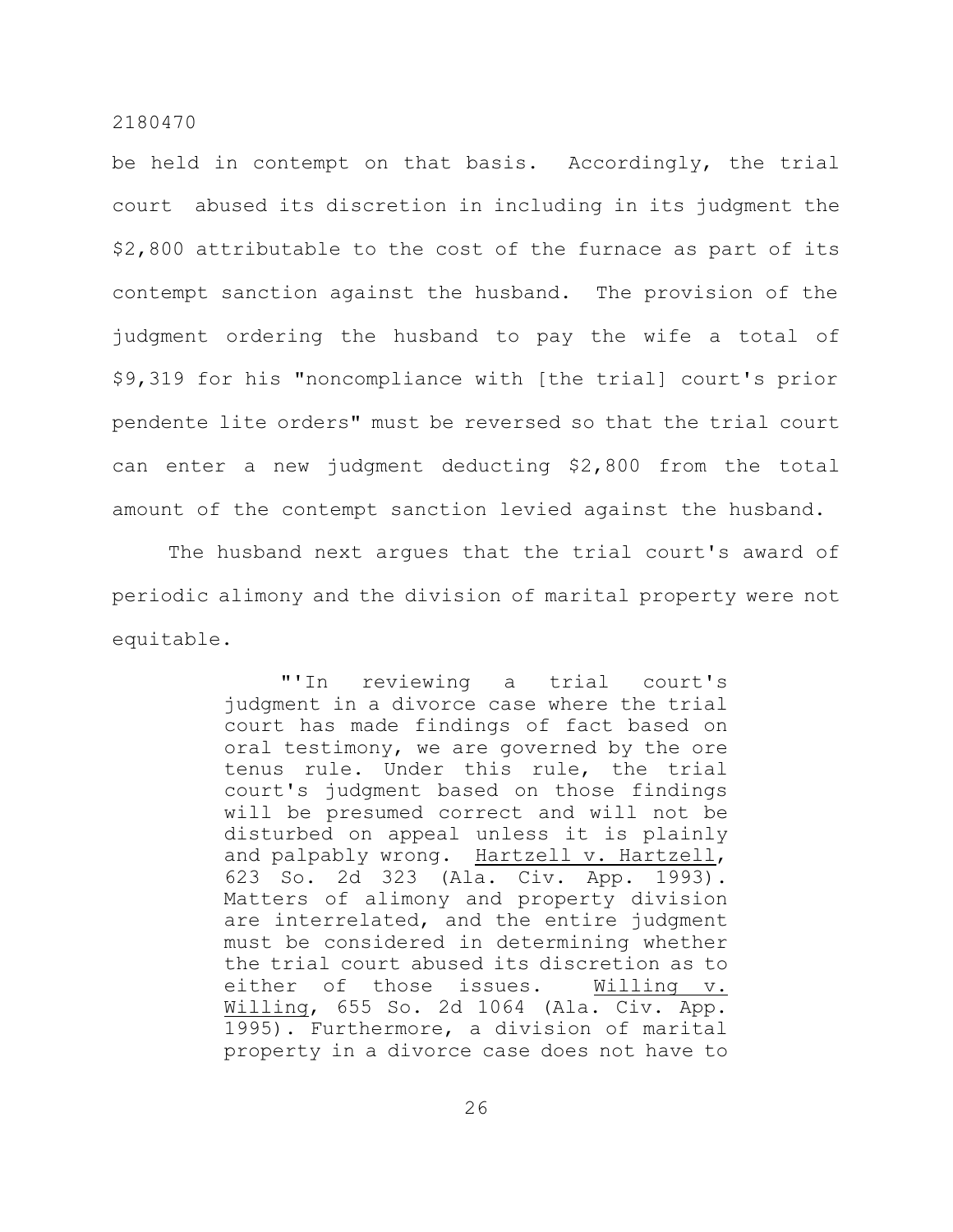be held in contempt on that basis. Accordingly, the trial court abused its discretion in including in its judgment the $2,800 attributable to the cost of the furnace as part of its contempt sanction against the husband. The provision of the judgment ordering the husband to pay the wife a total of $9,319 for his "noncompliance with [the trial] court's prior pendente lite orders" must be reversed so that the trial court can enter a new judgment deducting $2,800 from the total amount of the contempt sanction levied against the husband.

The husband next argues that the trial court's award of periodic alimony and the division of marital property were not equitable.

> "'In reviewing a trial court's judgment in a divorce case where the trial court has made findings of fact based on oral testimony, we are governed by the ore tenus rule. Under this rule, the trial court's judgment based on those findings will be presumed correct and will not be disturbed on appeal unless it is plainly and palpably wrong. Hartzell v. Hartzell, 623 So. 2d 323 (Ala. Civ. App. 1993). Matters of alimony and property division are interrelated, and the entire judgment must be considered in determining whether the trial court abused its discretion as to either of those issues. Willing v. Willing, 655 So. 2d 1064 (Ala. Civ. App. 1995). Furthermore, a division of marital property in a divorce case does not have to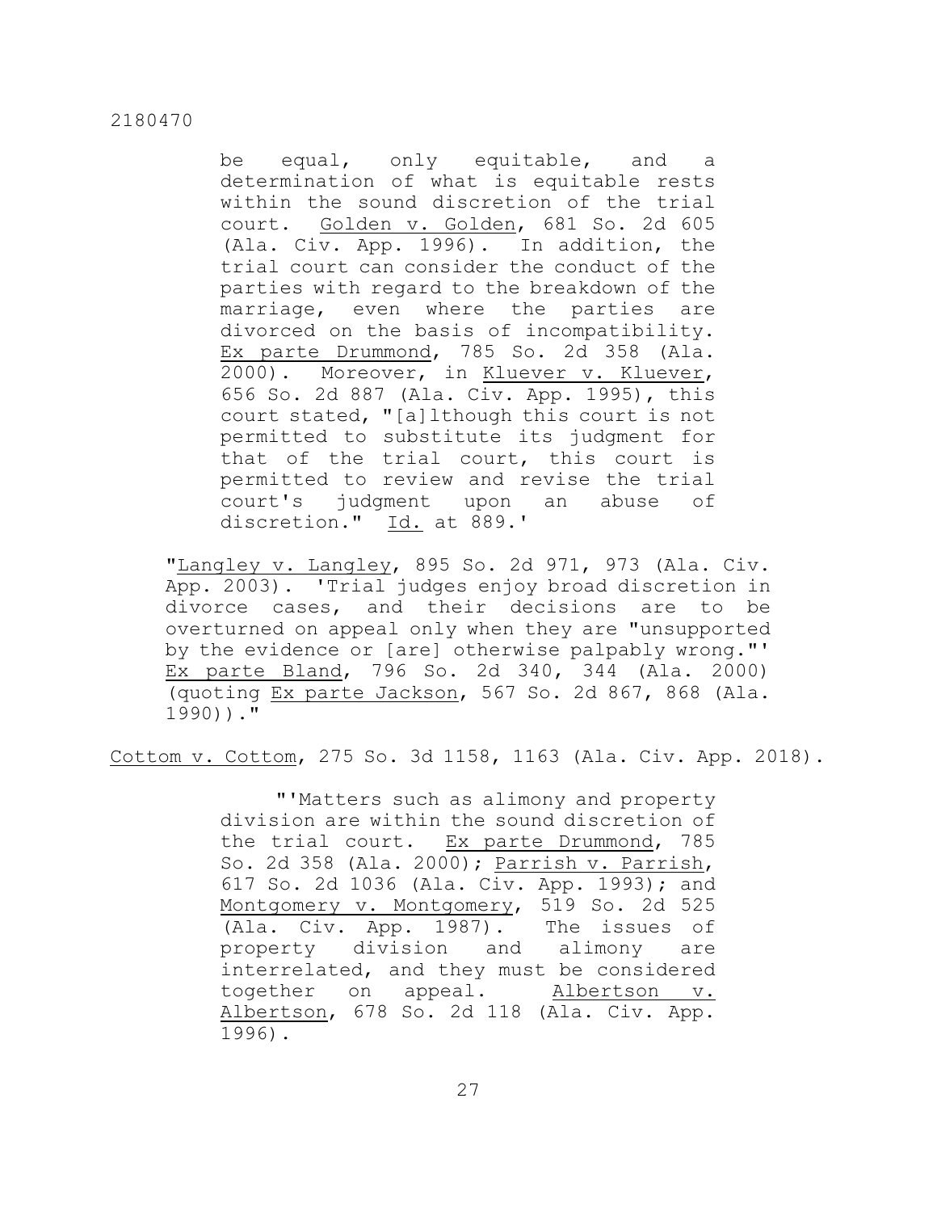> be equal, only equitable, and a determination of what is equitable rests within the sound discretion of the trial court. Golden v. Golden, 681 So. 2d 605 (Ala. Civ. App. 1996). In addition, the trial court can consider the conduct of the parties with regard to the breakdown of the marriage, even where the parties are divorced on the basis of incompatibility. Ex parte Drummond, 785 So. 2d 358 (Ala. 2000). Moreover, in Kluever v. Kluever, 656 So. 2d 887 (Ala. Civ. App. 1995), this court stated, "[a]lthough this court is not permitted to substitute its judgment for that of the trial court, this court is permitted to review and revise the trial court's judgment upon an abuse of discretion." Id. at 889.'

"Langley v. Langley, 895 So. 2d 971, 973 (Ala. Civ. App. 2003). 'Trial judges enjoy broad discretion in divorce cases, and their decisions are to be overturned on appeal only when they are "unsupported by the evidence or [are] otherwise palpably wrong."' Ex parte Bland, 796 So. 2d 340, 344 (Ala. 2000) (quoting Ex parte Jackson, 567 So. 2d 867, 868 (Ala. 1990))."

Cottom v. Cottom, 275 So. 3d 1158, 1163 (Ala. Civ. App. 2018).

> "'Matters such as alimony and property division are within the sound discretion of the trial court. Ex parte Drummond, 785 So. 2d 358 (Ala. 2000); Parrish v. Parrish, 617 So. 2d 1036 (Ala. Civ. App. 1993); and Montgomery v. Montgomery, 519 So. 2d 525 (Ala. Civ. App. 1987). The issues of property division and alimony are interrelated, and they must be considered together on appeal. Albertson v. Albertson, 678 So. 2d 118 (Ala. Civ. App. 1996).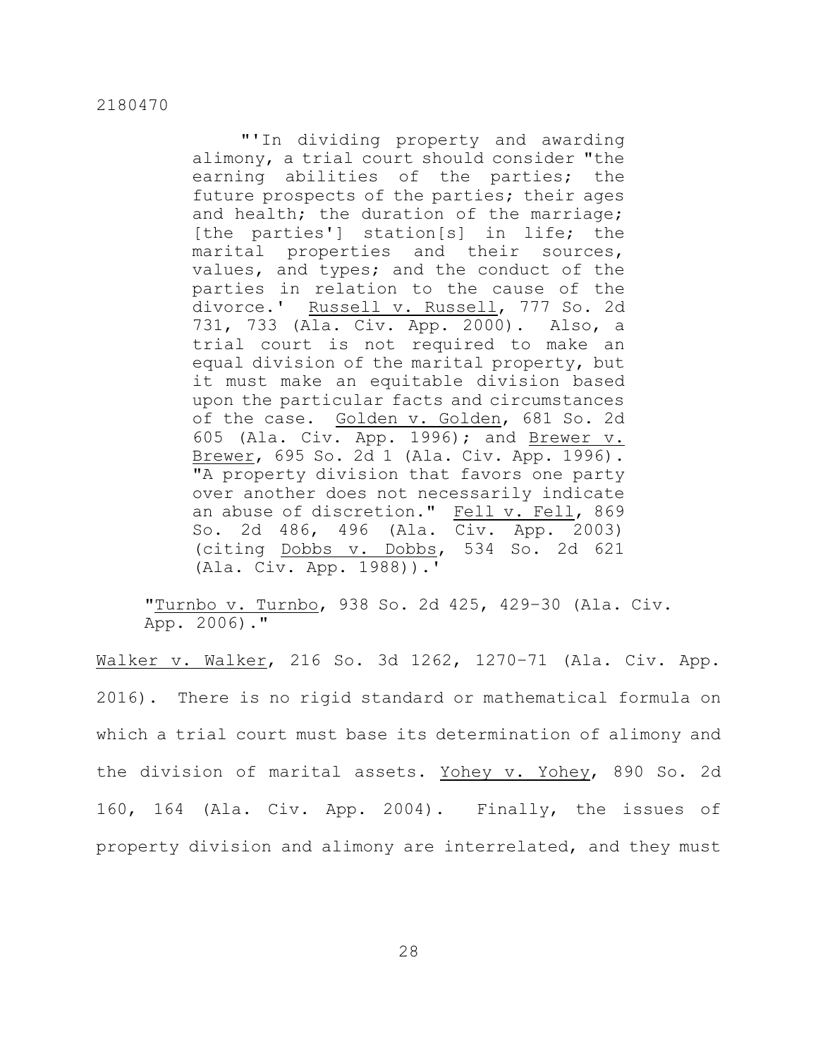> "'In dividing property and awarding alimony, a trial court should consider "the earning abilities of the parties; the future prospects of the parties; their ages and health; the duration of the marriage; [the parties'] station[s] in life; the marital properties and their sources, values, and types; and the conduct of the parties in relation to the cause of the divorce.' Russell v. Russell, 777 So. 2d 731, 733 (Ala. Civ. App. 2000). Also, a trial court is not required to make an equal division of the marital property, but it must make an equitable division based upon the particular facts and circumstances of the case. Golden v. Golden, 681 So. 2d 605 (Ala. Civ. App. 1996); and Brewer v. Brewer, 695 So. 2d 1 (Ala. Civ. App. 1996). "A property division that favors one party over another does not necessarily indicate an abuse of discretion." Fell v. Fell, 869 So. 2d 486, 496 (Ala. Civ. App. 2003) (citing Dobbs v. Dobbs, 534 So. 2d 621 (Ala. Civ. App. 1988)).'
>
> "Turnbo v. Turnbo, 938 So. 2d 425, 429–30 (Ala. Civ. App. 2006)."

Walker v. Walker, 216 So. 3d 1262, 1270–71 (Ala. Civ. App. 2016). There is no rigid standard or mathematical formula on which a trial court must base its determination of alimony and the division of marital assets. Yohey v. Yohey, 890 So. 2d 160, 164 (Ala. Civ. App. 2004). Finally, the issues of property division and alimony are interrelated, and they must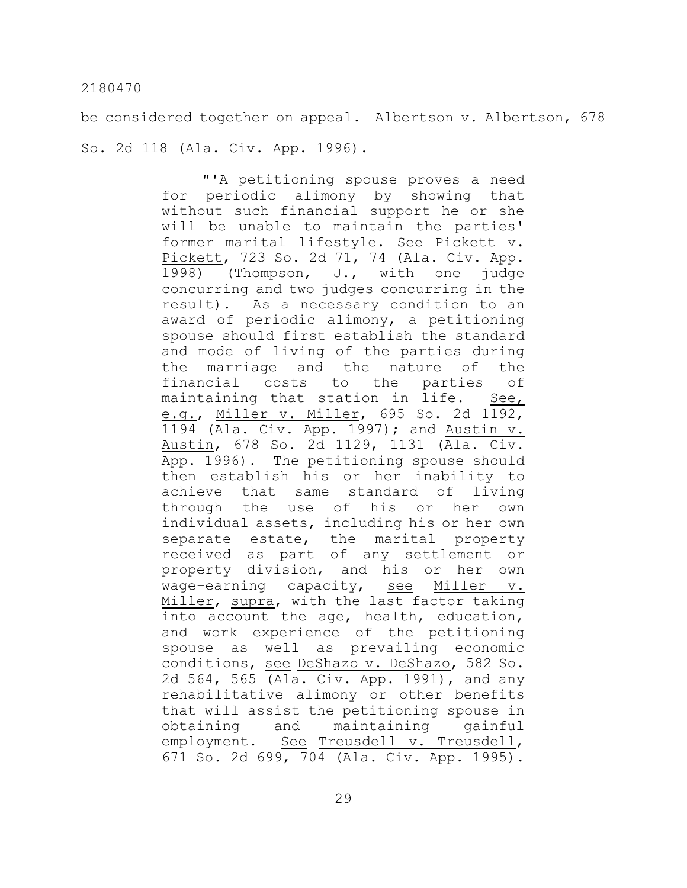be considered together on appeal. Albertson v. Albertson, 678 So. 2d 118 (Ala. Civ. App. 1996).

> "'A petitioning spouse proves a need for periodic alimony by showing that without such financial support he or she will be unable to maintain the parties' former marital lifestyle. See Pickett v. Pickett, 723 So. 2d 71, 74 (Ala. Civ. App. 1998) (Thompson, J., with one judge concurring and two judges concurring in the result). As a necessary condition to an award of periodic alimony, a petitioning spouse should first establish the standard and mode of living of the parties during the marriage and the nature of the financial costs to the parties of maintaining that station in life. See, e.g., Miller v. Miller, 695 So. 2d 1192, 1194 (Ala. Civ. App. 1997); and Austin v. Austin, 678 So. 2d 1129, 1131 (Ala. Civ. App. 1996). The petitioning spouse should then establish his or her inability to achieve that same standard of living through the use of his or her own individual assets, including his or her own separate estate, the marital property received as part of any settlement or property division, and his or her own wage-earning capacity, see Miller v. Miller, supra, with the last factor taking into account the age, health, education, and work experience of the petitioning spouse as well as prevailing economic conditions, see DeShazo v. DeShazo, 582 So. 2d 564, 565 (Ala. Civ. App. 1991), and any rehabilitative alimony or other benefits that will assist the petitioning spouse in obtaining and maintaining gainful employment. See Treusdell v. Treusdell, 671 So. 2d 699, 704 (Ala. Civ. App. 1995).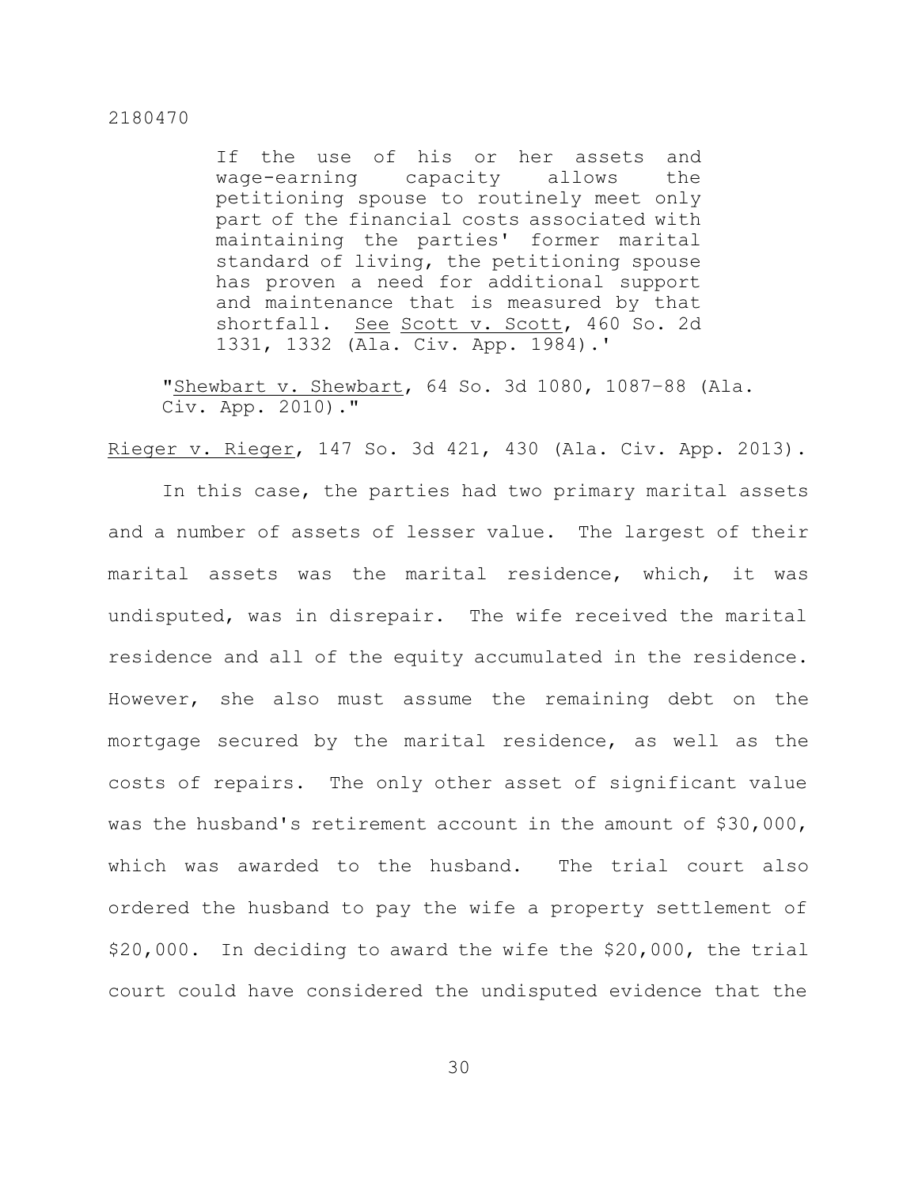> If the use of his or her assets and wage-earning capacity allows the petitioning spouse to routinely meet only part of the financial costs associated with maintaining the parties' former marital standard of living, the petitioning spouse has proven a need for additional support and maintenance that is measured by that shortfall. See Scott v. Scott, 460 So. 2d 1331, 1332 (Ala. Civ. App. 1984).'
>
> "Shewbart v. Shewbart, 64 So. 3d 1080, 1087–88 (Ala. Civ. App. 2010)."

Rieger v. Rieger, 147 So. 3d 421, 430 (Ala. Civ. App. 2013).

In this case, the parties had two primary marital assets and a number of assets of lesser value. The largest of their marital assets was the marital residence, which, it was undisputed, was in disrepair. The wife received the marital residence and all of the equity accumulated in the residence. However, she also must assume the remaining debt on the mortgage secured by the marital residence, as well as the costs of repairs. The only other asset of significant value was the husband's retirement account in the amount of $30,000, which was awarded to the husband. The trial court also ordered the husband to pay the wife a property settlement of $20,000. In deciding to award the wife the $20,000, the trial court could have considered the undisputed evidence that the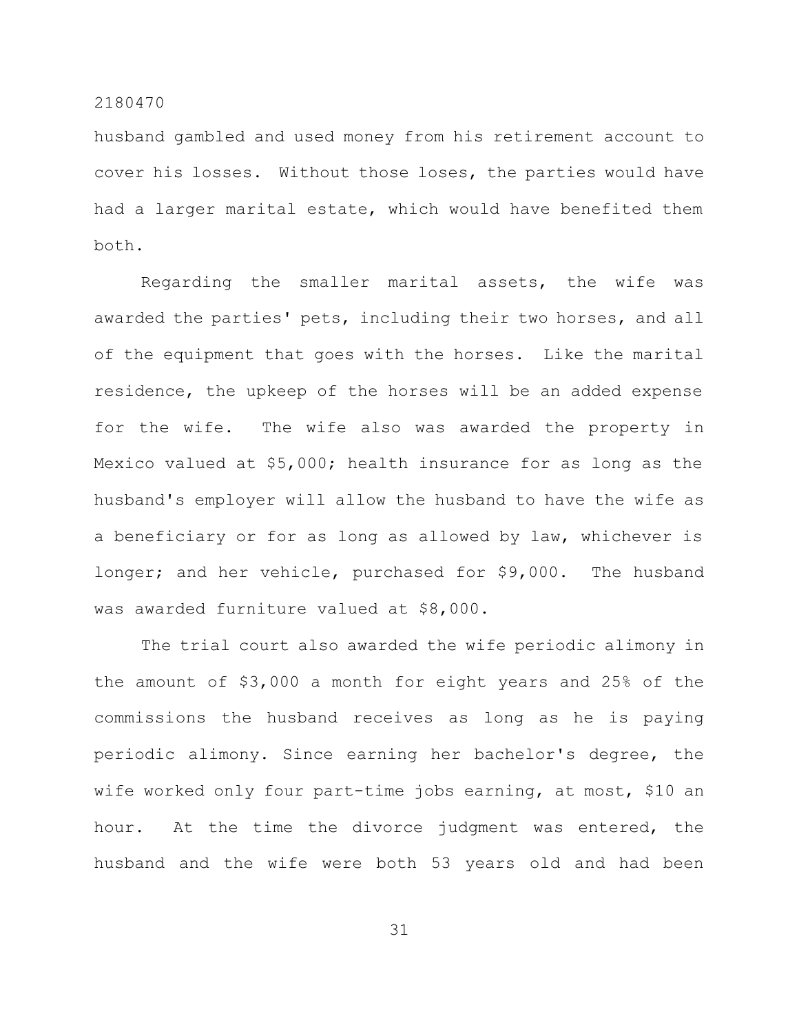husband gambled and used money from his retirement account to cover his losses. Without those loses, the parties would have had a larger marital estate, which would have benefited them both.

Regarding the smaller marital assets, the wife was awarded the parties' pets, including their two horses, and all of the equipment that goes with the horses. Like the marital residence, the upkeep of the horses will be an added expense for the wife. The wife also was awarded the property in Mexico valued at $5,000; health insurance for as long as the husband's employer will allow the husband to have the wife as a beneficiary or for as long as allowed by law, whichever is longer; and her vehicle, purchased for $9,000. The husband was awarded furniture valued at $8,000.

The trial court also awarded the wife periodic alimony in the amount of $3,000 a month for eight years and 25% of the commissions the husband receives as long as he is paying periodic alimony. Since earning her bachelor's degree, the wife worked only four part-time jobs earning, at most, $10 an hour. At the time the divorce judgment was entered, the husband and the wife were both 53 years old and had been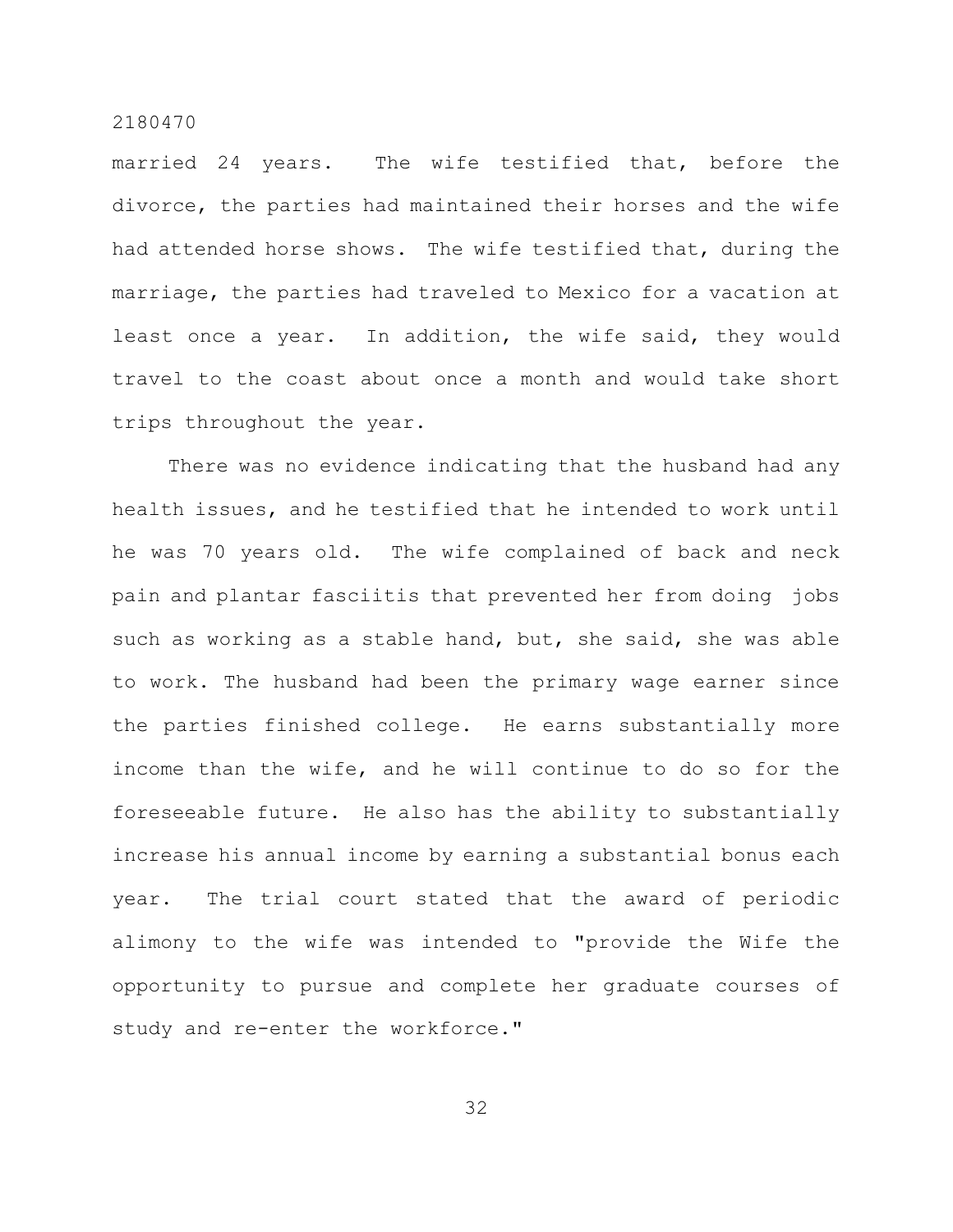married 24 years. The wife testified that, before the divorce, the parties had maintained their horses and the wife had attended horse shows. The wife testified that, during the marriage, the parties had traveled to Mexico for a vacation at least once a year. In addition, the wife said, they would travel to the coast about once a month and would take short trips throughout the year.

There was no evidence indicating that the husband had any health issues, and he testified that he intended to work until he was 70 years old. The wife complained of back and neck pain and plantar fasciitis that prevented her from doing jobs such as working as a stable hand, but, she said, she was able to work. The husband had been the primary wage earner since the parties finished college. He earns substantially more income than the wife, and he will continue to do so for the foreseeable future. He also has the ability to substantially increase his annual income by earning a substantial bonus each year. The trial court stated that the award of periodic alimony to the wife was intended to "provide the Wife the opportunity to pursue and complete her graduate courses of study and re-enter the workforce."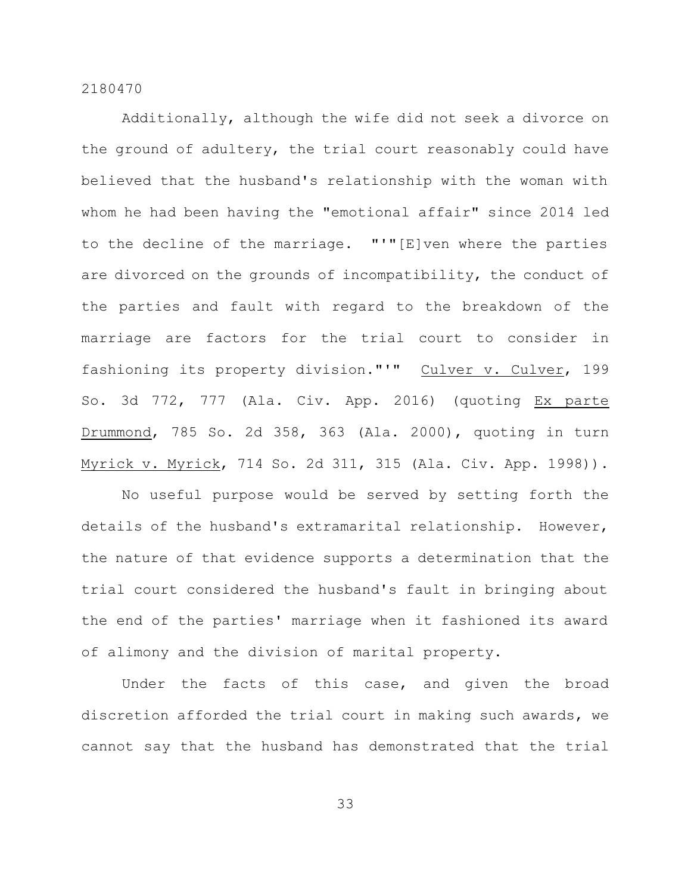Additionally, although the wife did not seek a divorce on the ground of adultery, the trial court reasonably could have believed that the husband's relationship with the woman with whom he had been having the "emotional affair" since 2014 led to the decline of the marriage. "'"[E]ven where the parties are divorced on the grounds of incompatibility, the conduct of the parties and fault with regard to the breakdown of the marriage are factors for the trial court to consider in fashioning its property division."'" Culver v. Culver, 199 So. 3d 772, 777 (Ala. Civ. App. 2016) (quoting Ex parte Drummond, 785 So. 2d 358, 363 (Ala. 2000), quoting in turn Myrick v. Myrick, 714 So. 2d 311, 315 (Ala. Civ. App. 1998)).

No useful purpose would be served by setting forth the details of the husband's extramarital relationship. However, the nature of that evidence supports a determination that the trial court considered the husband's fault in bringing about the end of the parties' marriage when it fashioned its award of alimony and the division of marital property.

Under the facts of this case, and given the broad discretion afforded the trial court in making such awards, we cannot say that the husband has demonstrated that the trial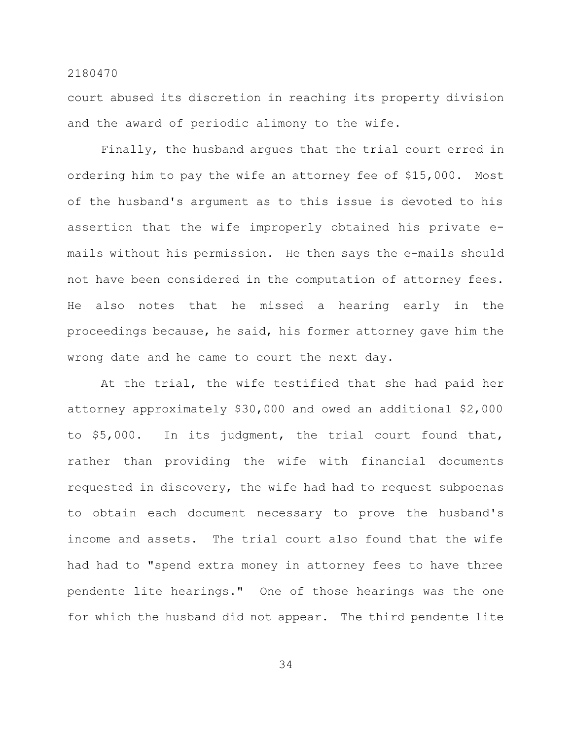court abused its discretion in reaching its property division and the award of periodic alimony to the wife.

Finally, the husband argues that the trial court erred in ordering him to pay the wife an attorney fee of $15,000. Most of the husband's argument as to this issue is devoted to his assertion that the wife improperly obtained his private e-mails without his permission. He then says the e-mails should not have been considered in the computation of attorney fees. He also notes that he missed a hearing early in the proceedings because, he said, his former attorney gave him the wrong date and he came to court the next day.

At the trial, the wife testified that she had paid her attorney approximately $30,000 and owed an additional $2,000 to $5,000. In its judgment, the trial court found that, rather than providing the wife with financial documents requested in discovery, the wife had had to request subpoenas to obtain each document necessary to prove the husband's income and assets. The trial court also found that the wife had had to "spend extra money in attorney fees to have three pendente lite hearings." One of those hearings was the one for which the husband did not appear. The third pendente lite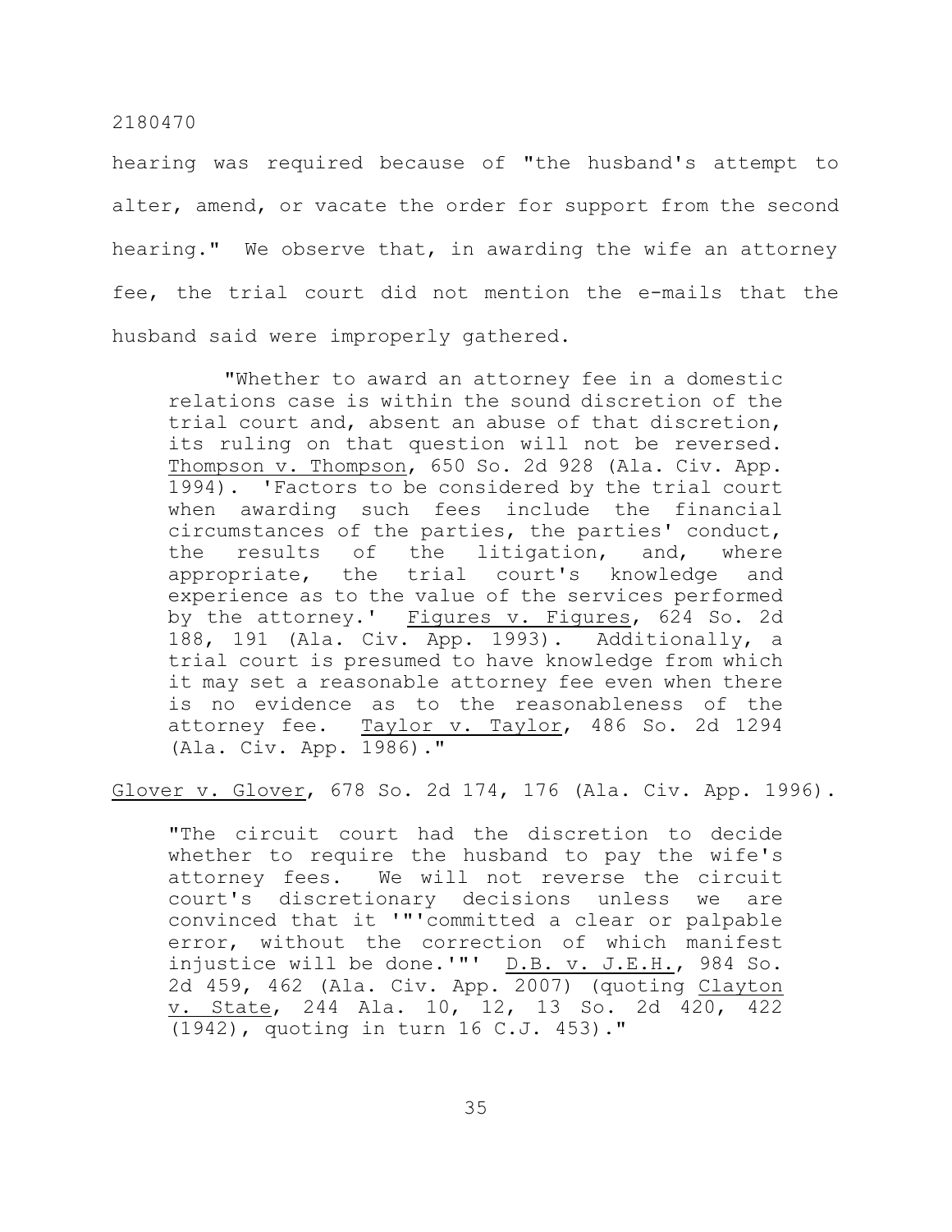hearing was required because of "the husband's attempt to alter, amend, or vacate the order for support from the second hearing." We observe that, in awarding the wife an attorney fee, the trial court did not mention the e-mails that the husband said were improperly gathered.

> "Whether to award an attorney fee in a domestic relations case is within the sound discretion of the trial court and, absent an abuse of that discretion, its ruling on that question will not be reversed. Thompson v. Thompson, 650 So. 2d 928 (Ala. Civ. App. 1994). 'Factors to be considered by the trial court when awarding such fees include the financial circumstances of the parties, the parties' conduct, the results of the litigation, and, where appropriate, the trial court's knowledge and experience as to the value of the services performed by the attorney.' Figures v. Figures, 624 So. 2d 188, 191 (Ala. Civ. App. 1993). Additionally, a trial court is presumed to have knowledge from which it may set a reasonable attorney fee even when there is no evidence as to the reasonableness of the attorney fee. Taylor v. Taylor, 486 So. 2d 1294 (Ala. Civ. App. 1986)."

Glover v. Glover, 678 So. 2d 174, 176 (Ala. Civ. App. 1996).

> "The circuit court had the discretion to decide whether to require the husband to pay the wife's attorney fees. We will not reverse the circuit court's discretionary decisions unless we are convinced that it '"'committed a clear or palpable error, without the correction of which manifest injustice will be done.'"' D.B. v. J.E.H., 984 So. 2d 459, 462 (Ala. Civ. App. 2007) (quoting Clayton v. State, 244 Ala. 10, 12, 13 So. 2d 420, 422 (1942), quoting in turn 16 C.J. 453)."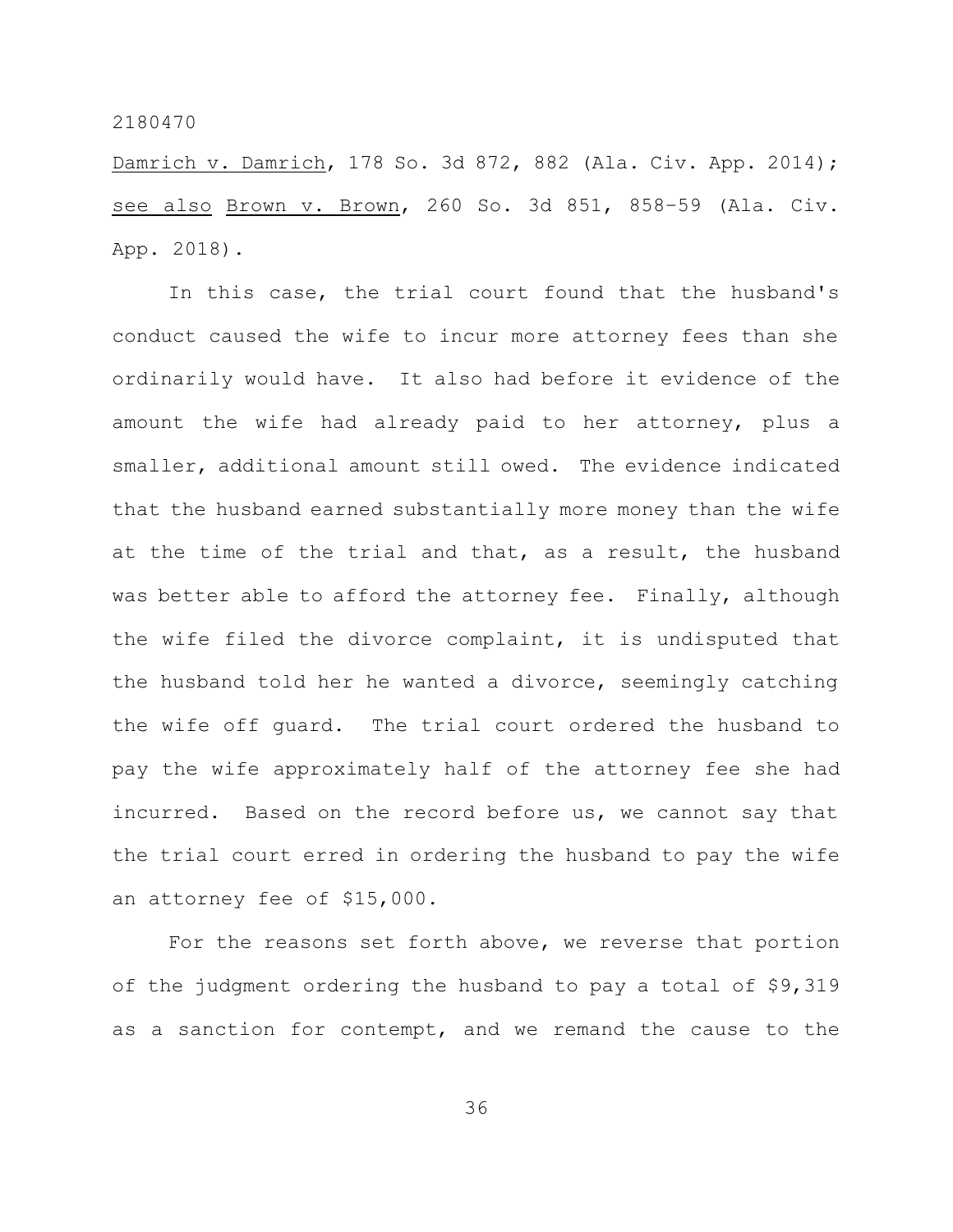Damrich v. Damrich, 178 So. 3d 872, 882 (Ala. Civ. App. 2014); see also Brown v. Brown, 260 So. 3d 851, 858-59 (Ala. Civ. App. 2018).

In this case, the trial court found that the husband's conduct caused the wife to incur more attorney fees than she ordinarily would have. It also had before it evidence of the amount the wife had already paid to her attorney, plus a smaller, additional amount still owed. The evidence indicated that the husband earned substantially more money than the wife at the time of the trial and that, as a result, the husband was better able to afford the attorney fee. Finally, although the wife filed the divorce complaint, it is undisputed that the husband told her he wanted a divorce, seemingly catching the wife off guard. The trial court ordered the husband to pay the wife approximately half of the attorney fee she had incurred. Based on the record before us, we cannot say that the trial court erred in ordering the husband to pay the wife an attorney fee of $15,000.

For the reasons set forth above, we reverse that portion of the judgment ordering the husband to pay a total of $9,319 as a sanction for contempt, and we remand the cause to the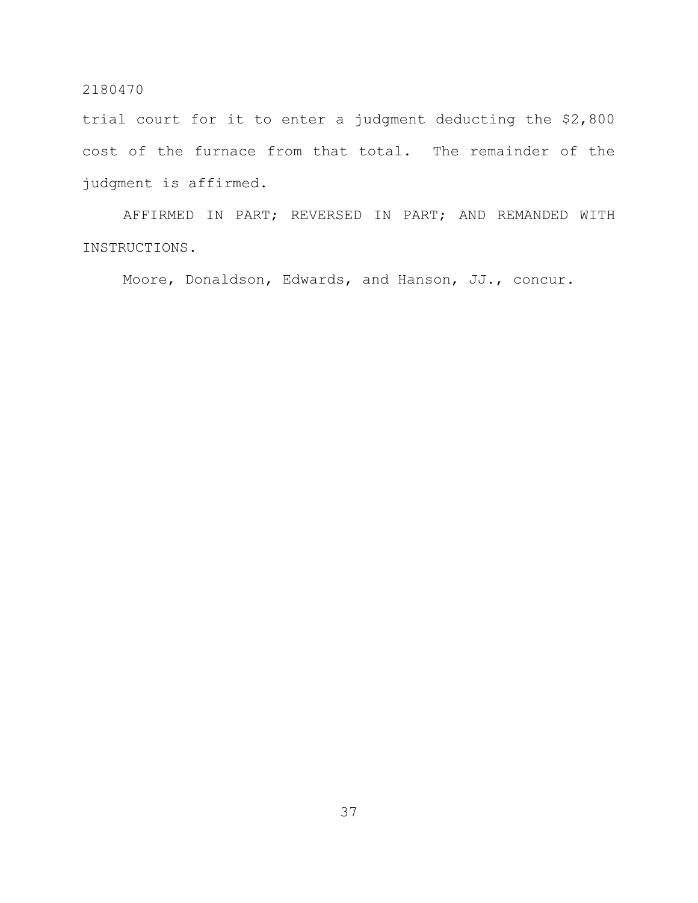trial court for it to enter a judgment deducting the $2,800 cost of the furnace from that total. The remainder of the judgment is affirmed.

AFFIRMED IN PART; REVERSED IN PART; AND REMANDED WITH INSTRUCTIONS.

Moore, Donaldson, Edwards, and Hanson, JJ., concur.